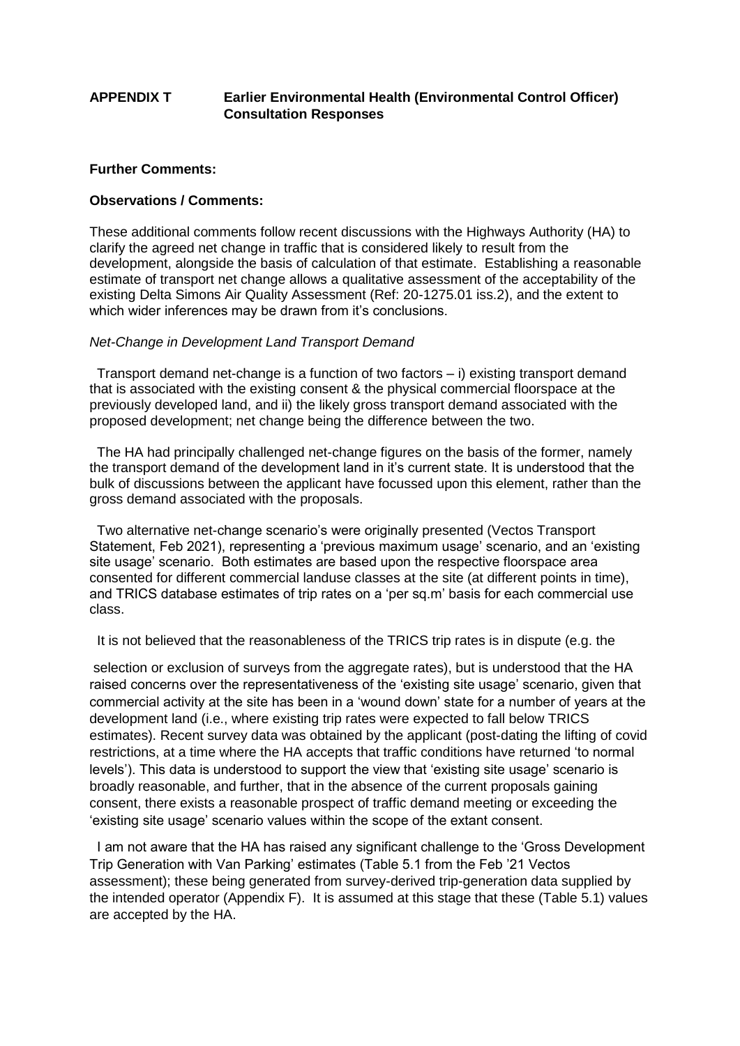# APPENDIX T Earlier Environmental Health (Environmental Control Officer) Consultation Responses

**Further Comments:**

**Observations / Comments:**

These additional comments follow recent discussions with the Highways Authority (HA) to clarify the agreed net change in traffic that is considered likely to result from the development, alongside the basis of calculation of that estimate. Establishing a reasonable estimate of transport net change allows a qualitative assessment of the acceptability of the existing Delta Simons Air Quality Assessment (Ref: 20-1275.01 iss.2), and the extent to which wider inferences may be drawn from it's conclusions.

*Net-Change in Development Land Transport Demand*

Transport demand net-change is a function of two factors – i) existing transport demand that is associated with the existing consent & the physical commercial floorspace at the previously developed land, and ii) the likely gross transport demand associated with the proposed development; net change being the difference between the two.

The HA had principally challenged net-change figures on the basis of the former, namely the transport demand of the development land in it's current state. It is understood that the bulk of discussions between the applicant have focussed upon this element, rather than the gross demand associated with the proposals.

Two alternative net-change scenario's were originally presented (Vectos Transport Statement, Feb 2021), representing a 'previous maximum usage' scenario, and an 'existing site usage' scenario. Both estimates are based upon the respective floorspace area consented for different commercial landuse classes at the site (at different points in time), and TRICS database estimates of trip rates on a 'per sq.m' basis for each commercial use class.

It is not believed that the reasonableness of the TRICS trip rates is in dispute (e.g. the selection or exclusion of surveys from the aggregate rates), but is understood that the HA raised concerns over the representativeness of the 'existing site usage' scenario, given that commercial activity at the site has been in a 'wound down' state for a number of years at the development land (i.e., where existing trip rates were expected to fall below TRICS estimates). Recent survey data was obtained by the applicant (post-dating the lifting of covid restrictions, at a time where the HA accepts that traffic conditions have returned 'to normal levels'). This data is understood to support the view that 'existing site usage' scenario is broadly reasonable, and further, that in the absence of the current proposals gaining consent, there exists a reasonable prospect of traffic demand meeting or exceeding the 'existing site usage' scenario values within the scope of the extant consent.

I am not aware that the HA has raised any significant challenge to the 'Gross Development Trip Generation with Van Parking' estimates (Table 5.1 from the Feb '21 Vectos assessment); these being generated from survey-derived trip-generation data supplied by the intended operator (Appendix F). It is assumed at this stage that these (Table 5.1) values are accepted by the HA.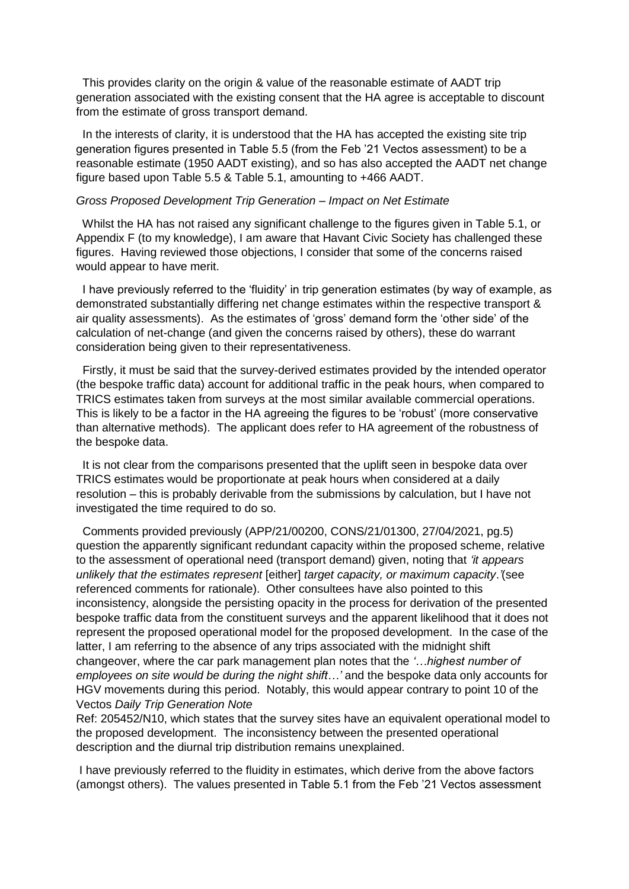This provides clarity on the origin & value of the reasonable estimate of AADT trip generation associated with the existing consent that the HA agree is acceptable to discount from the estimate of gross transport demand.

In the interests of clarity, it is understood that the HA has accepted the existing site trip generation figures presented in Table 5.5 (from the Feb '21 Vectos assessment) to be a reasonable estimate (1950 AADT existing), and so has also accepted the AADT net change figure based upon Table 5.5 & Table 5.1, amounting to +466 AADT.

*Gross Proposed Development Trip Generation – Impact on Net Estimate*

Whilst the HA has not raised any significant challenge to the figures given in Table 5.1, or Appendix F (to my knowledge), I am aware that Havant Civic Society has challenged these figures. Having reviewed those objections, I consider that some of the concerns raised would appear to have merit.

I have previously referred to the 'fluidity' in trip generation estimates (by way of example, as demonstrated substantially differing net change estimates within the respective transport & air quality assessments). As the estimates of 'gross' demand form the 'other side' of the calculation of net-change (and given the concerns raised by others), these do warrant consideration being given to their representativeness.

Firstly, it must be said that the survey-derived estimates provided by the intended operator (the bespoke traffic data) account for additional traffic in the peak hours, when compared to TRICS estimates taken from surveys at the most similar available commercial operations. This is likely to be a factor in the HA agreeing the figures to be 'robust' (more conservative than alternative methods). The applicant does refer to HA agreement of the robustness of the bespoke data.

It is not clear from the comparisons presented that the uplift seen in bespoke data over TRICS estimates would be proportionate at peak hours when considered at a daily resolution – this is probably derivable from the submissions by calculation, but I have not investigated the time required to do so.

Comments provided previously (APP/21/00200, CONS/21/01300, 27/04/2021, pg.5) question the apparently significant redundant capacity within the proposed scheme, relative to the assessment of operational need (transport demand) given, noting that *'it appears unlikely that the estimates represent* [either] *target capacity, or maximum capacity*.'(see referenced comments for rationale). Other consultees have also pointed to this inconsistency, alongside the persisting opacity in the process for derivation of the presented bespoke traffic data from the constituent surveys and the apparent likelihood that it does not represent the proposed operational model for the proposed development. In the case of the latter, I am referring to the absence of any trips associated with the midnight shift changeover, where the car park management plan notes that the *'…highest number of employees on site would be during the night shift…'* and the bespoke data only accounts for HGV movements during this period. Notably, this would appear contrary to point 10 of the Vectos *Daily Trip Generation Note* Ref: 205452/N10, which states that the survey sites have an equivalent operational model to the proposed development. The inconsistency between the presented operational description and the diurnal trip distribution remains unexplained.

I have previously referred to the fluidity in estimates, which derive from the above factors (amongst others). The values presented in Table 5.1 from the Feb '21 Vectos assessment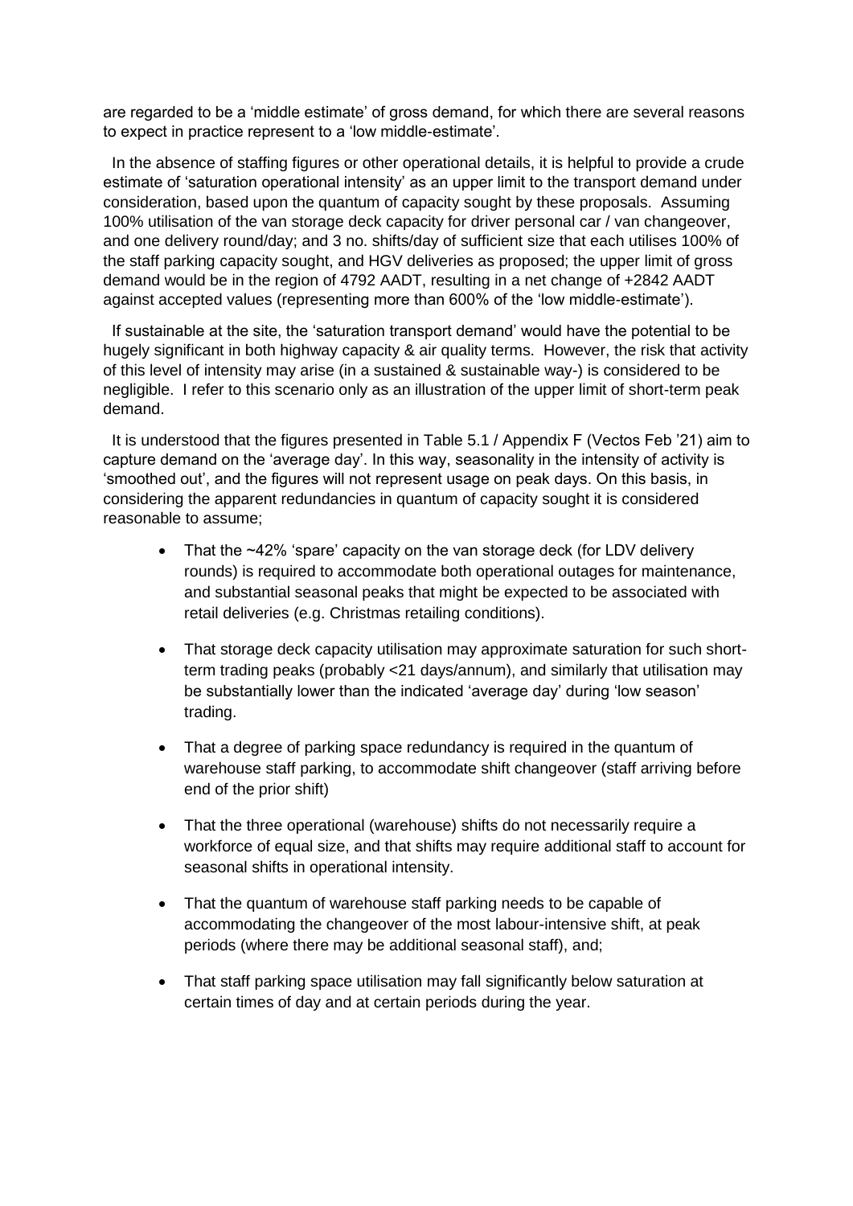are regarded to be a 'middle estimate' of gross demand, for which there are several reasons to expect in practice represent to a 'low middle-estimate'.

In the absence of staffing figures or other operational details, it is helpful to provide a crude estimate of 'saturation operational intensity' as an upper limit to the transport demand under consideration, based upon the quantum of capacity sought by these proposals. Assuming 100% utilisation of the van storage deck capacity for driver personal car / van changeover, and one delivery round/day; and 3 no. shifts/day of sufficient size that each utilises 100% of the staff parking capacity sought, and HGV deliveries as proposed; the upper limit of gross demand would be in the region of 4792 AADT, resulting in a net change of +2842 AADT against accepted values (representing more than 600% of the 'low middle-estimate').

If sustainable at the site, the 'saturation transport demand' would have the potential to be hugely significant in both highway capacity & air quality terms. However, the risk that activity of this level of intensity may arise (in a sustained & sustainable way-) is considered to be negligible. I refer to this scenario only as an illustration of the upper limit of short-term peak demand.

It is understood that the figures presented in Table 5.1 / Appendix F (Vectos Feb '21) aim to capture demand on the 'average day'. In this way, seasonality in the intensity of activity is 'smoothed out', and the figures will not represent usage on peak days. On this basis, in considering the apparent redundancies in quantum of capacity sought it is considered reasonable to assume;

- That the ~42% 'spare' capacity on the van storage deck (for LDV delivery rounds) is required to accommodate both operational outages for maintenance, and substantial seasonal peaks that might be expected to be associated with retail deliveries (e.g. Christmas retailing conditions).
- That storage deck capacity utilisation may approximate saturation for such short-term trading peaks (probably <21 days/annum), and similarly that utilisation may be substantially lower than the indicated 'average day' during 'low season' trading.
- That a degree of parking space redundancy is required in the quantum of warehouse staff parking, to accommodate shift changeover (staff arriving before end of the prior shift)
- That the three operational (warehouse) shifts do not necessarily require a workforce of equal size, and that shifts may require additional staff to account for seasonal shifts in operational intensity.
- That the quantum of warehouse staff parking needs to be capable of accommodating the changeover of the most labour-intensive shift, at peak periods (where there may be additional seasonal staff), and;
- That staff parking space utilisation may fall significantly below saturation at certain times of day and at certain periods during the year.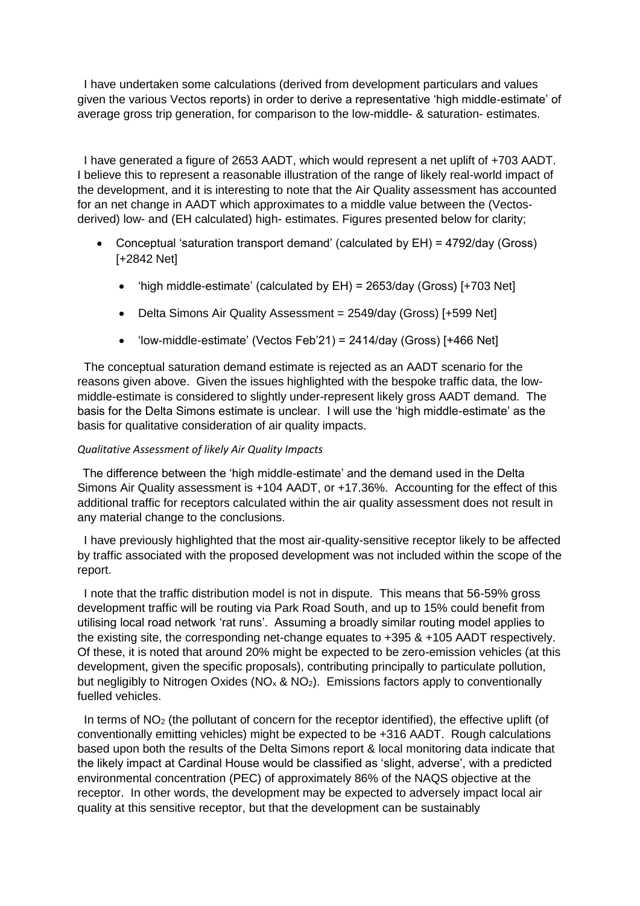I have undertaken some calculations (derived from development particulars and values given the various Vectos reports) in order to derive a representative 'high middle-estimate' of average gross trip generation, for comparison to the low-middle- & saturation- estimates.

I have generated a figure of 2653 AADT, which would represent a net uplift of +703 AADT. I believe this to represent a reasonable illustration of the range of likely real-world impact of the development, and it is interesting to note that the Air Quality assessment has accounted for an net change in AADT which approximates to a middle value between the (Vectos-derived) low- and (EH calculated) high- estimates. Figures presented below for clarity;

- Conceptual 'saturation transport demand' (calculated by EH) = 4792/day (Gross) [+2842 Net]
  - 'high middle-estimate' (calculated by EH) = 2653/day (Gross) [+703 Net]
  - Delta Simons Air Quality Assessment = 2549/day (Gross) [+599 Net]
  - 'low-middle-estimate' (Vectos Feb'21) = 2414/day (Gross) [+466 Net]

The conceptual saturation demand estimate is rejected as an AADT scenario for the reasons given above. Given the issues highlighted with the bespoke traffic data, the low-middle-estimate is considered to slightly under-represent likely gross AADT demand. The basis for the Delta Simons estimate is unclear. I will use the 'high middle-estimate' as the basis for qualitative consideration of air quality impacts.

*Qualitative Assessment of likely Air Quality Impacts*

The difference between the 'high middle-estimate' and the demand used in the Delta Simons Air Quality assessment is +104 AADT, or +17.36%. Accounting for the effect of this additional traffic for receptors calculated within the air quality assessment does not result in any material change to the conclusions.

I have previously highlighted that the most air-quality-sensitive receptor likely to be affected by traffic associated with the proposed development was not included within the scope of the report.

I note that the traffic distribution model is not in dispute. This means that 56-59% gross development traffic will be routing via Park Road South, and up to 15% could benefit from utilising local road network 'rat runs'. Assuming a broadly similar routing model applies to the existing site, the corresponding net-change equates to +395 & +105 AADT respectively. Of these, it is noted that around 20% might be expected to be zero-emission vehicles (at this development, given the specific proposals), contributing principally to particulate pollution, but negligibly to Nitrogen Oxides ($NO_x$ & $NO_2$). Emissions factors apply to conventionally fuelled vehicles.

In terms of $NO_2$ (the pollutant of concern for the receptor identified), the effective uplift (of conventionally emitting vehicles) might be expected to be +316 AADT. Rough calculations based upon both the results of the Delta Simons report & local monitoring data indicate that the likely impact at Cardinal House would be classified as 'slight, adverse', with a predicted environmental concentration (PEC) of approximately 86% of the NAQS objective at the receptor. In other words, the development may be expected to adversely impact local air quality at this sensitive receptor, but that the development can be sustainably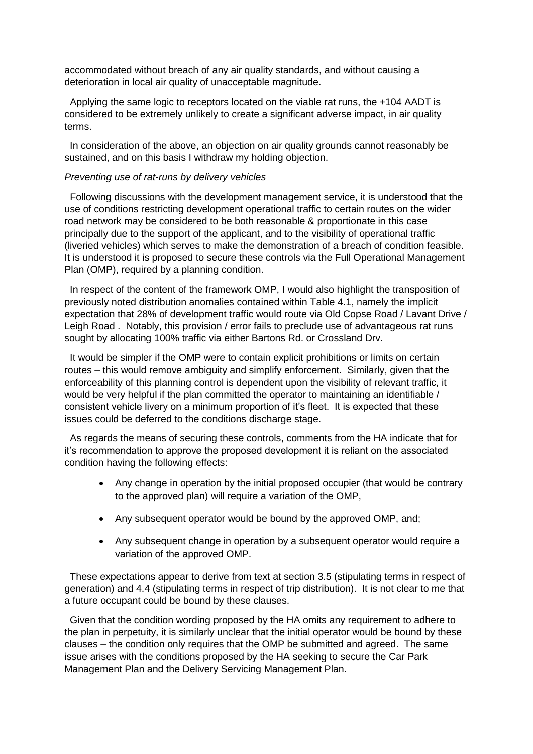accommodated without breach of any air quality standards, and without causing a deterioration in local air quality of unacceptable magnitude.

Applying the same logic to receptors located on the viable rat runs, the +104 AADT is considered to be extremely unlikely to create a significant adverse impact, in air quality terms.

In consideration of the above, an objection on air quality grounds cannot reasonably be sustained, and on this basis I withdraw my holding objection.

*Preventing use of rat-runs by delivery vehicles*

Following discussions with the development management service, it is understood that the use of conditions restricting development operational traffic to certain routes on the wider road network may be considered to be both reasonable & proportionate in this case principally due to the support of the applicant, and to the visibility of operational traffic (liveried vehicles) which serves to make the demonstration of a breach of condition feasible. It is understood it is proposed to secure these controls via the Full Operational Management Plan (OMP), required by a planning condition.

In respect of the content of the framework OMP, I would also highlight the transposition of previously noted distribution anomalies contained within Table 4.1, namely the implicit expectation that 28% of development traffic would route via Old Copse Road / Lavant Drive / Leigh Road . Notably, this provision / error fails to preclude use of advantageous rat runs sought by allocating 100% traffic via either Bartons Rd. or Crossland Drv.

It would be simpler if the OMP were to contain explicit prohibitions or limits on certain routes – this would remove ambiguity and simplify enforcement. Similarly, given that the enforceability of this planning control is dependent upon the visibility of relevant traffic, it would be very helpful if the plan committed the operator to maintaining an identifiable / consistent vehicle livery on a minimum proportion of it's fleet. It is expected that these issues could be deferred to the conditions discharge stage.

As regards the means of securing these controls, comments from the HA indicate that for it's recommendation to approve the proposed development it is reliant on the associated condition having the following effects:

- Any change in operation by the initial proposed occupier (that would be contrary to the approved plan) will require a variation of the OMP,
- Any subsequent operator would be bound by the approved OMP, and;
- Any subsequent change in operation by a subsequent operator would require a variation of the approved OMP.

These expectations appear to derive from text at section 3.5 (stipulating terms in respect of generation) and 4.4 (stipulating terms in respect of trip distribution). It is not clear to me that a future occupant could be bound by these clauses.

Given that the condition wording proposed by the HA omits any requirement to adhere to the plan in perpetuity, it is similarly unclear that the initial operator would be bound by these clauses – the condition only requires that the OMP be submitted and agreed. The same issue arises with the conditions proposed by the HA seeking to secure the Car Park Management Plan and the Delivery Servicing Management Plan.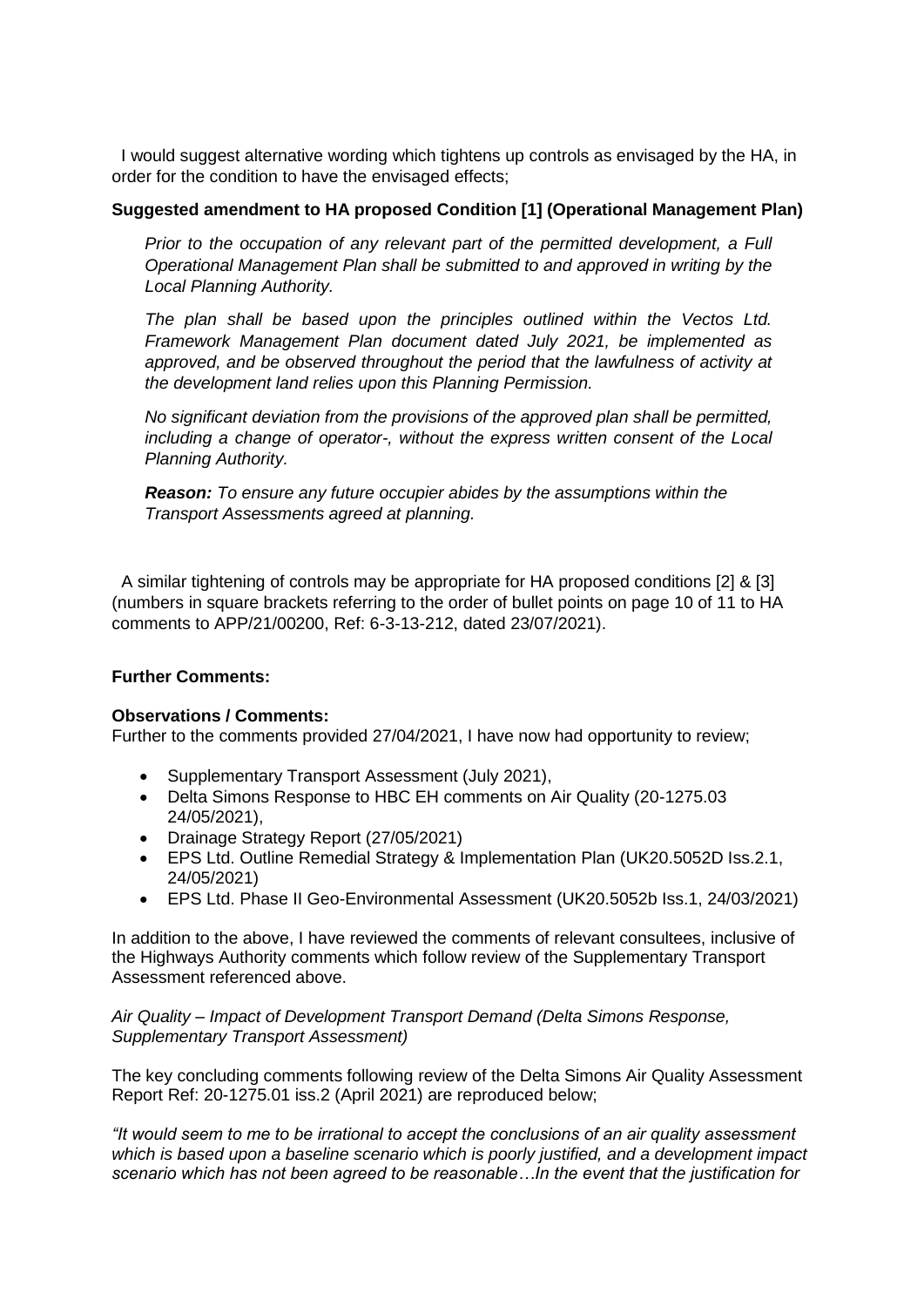I would suggest alternative wording which tightens up controls as envisaged by the HA, in order for the condition to have the envisaged effects;

**Suggested amendment to HA proposed Condition [1] (Operational Management Plan)**

> *Prior to the occupation of any relevant part of the permitted development, a Full Operational Management Plan shall be submitted to and approved in writing by the Local Planning Authority.*
>
> *The plan shall be based upon the principles outlined within the Vectos Ltd. Framework Management Plan document dated July 2021, be implemented as approved, and be observed throughout the period that the lawfulness of activity at the development land relies upon this Planning Permission.*
>
> *No significant deviation from the provisions of the approved plan shall be permitted, including a change of operator-, without the express written consent of the Local Planning Authority.*
>
> ***Reason:*** *To ensure any future occupier abides by the assumptions within the Transport Assessments agreed at planning.*

A similar tightening of controls may be appropriate for HA proposed conditions [2] & [3] (numbers in square brackets referring to the order of bullet points on page 10 of 11 to HA comments to APP/21/00200, Ref: 6-3-13-212, dated 23/07/2021).

**Further Comments:**

**Observations / Comments:**
Further to the comments provided 27/04/2021, I have now had opportunity to review;

- Supplementary Transport Assessment (July 2021),
- Delta Simons Response to HBC EH comments on Air Quality (20-1275.03 24/05/2021),
- Drainage Strategy Report (27/05/2021)
- EPS Ltd. Outline Remedial Strategy & Implementation Plan (UK20.5052D Iss.2.1, 24/05/2021)
- EPS Ltd. Phase II Geo-Environmental Assessment (UK20.5052b Iss.1, 24/03/2021)

In addition to the above, I have reviewed the comments of relevant consultees, inclusive of the Highways Authority comments which follow review of the Supplementary Transport Assessment referenced above.

*Air Quality – Impact of Development Transport Demand (Delta Simons Response, Supplementary Transport Assessment)*

The key concluding comments following review of the Delta Simons Air Quality Assessment Report Ref: 20-1275.01 iss.2 (April 2021) are reproduced below;

*"It would seem to me to be irrational to accept the conclusions of an air quality assessment which is based upon a baseline scenario which is poorly justified, and a development impact scenario which has not been agreed to be reasonable…In the event that the justification for*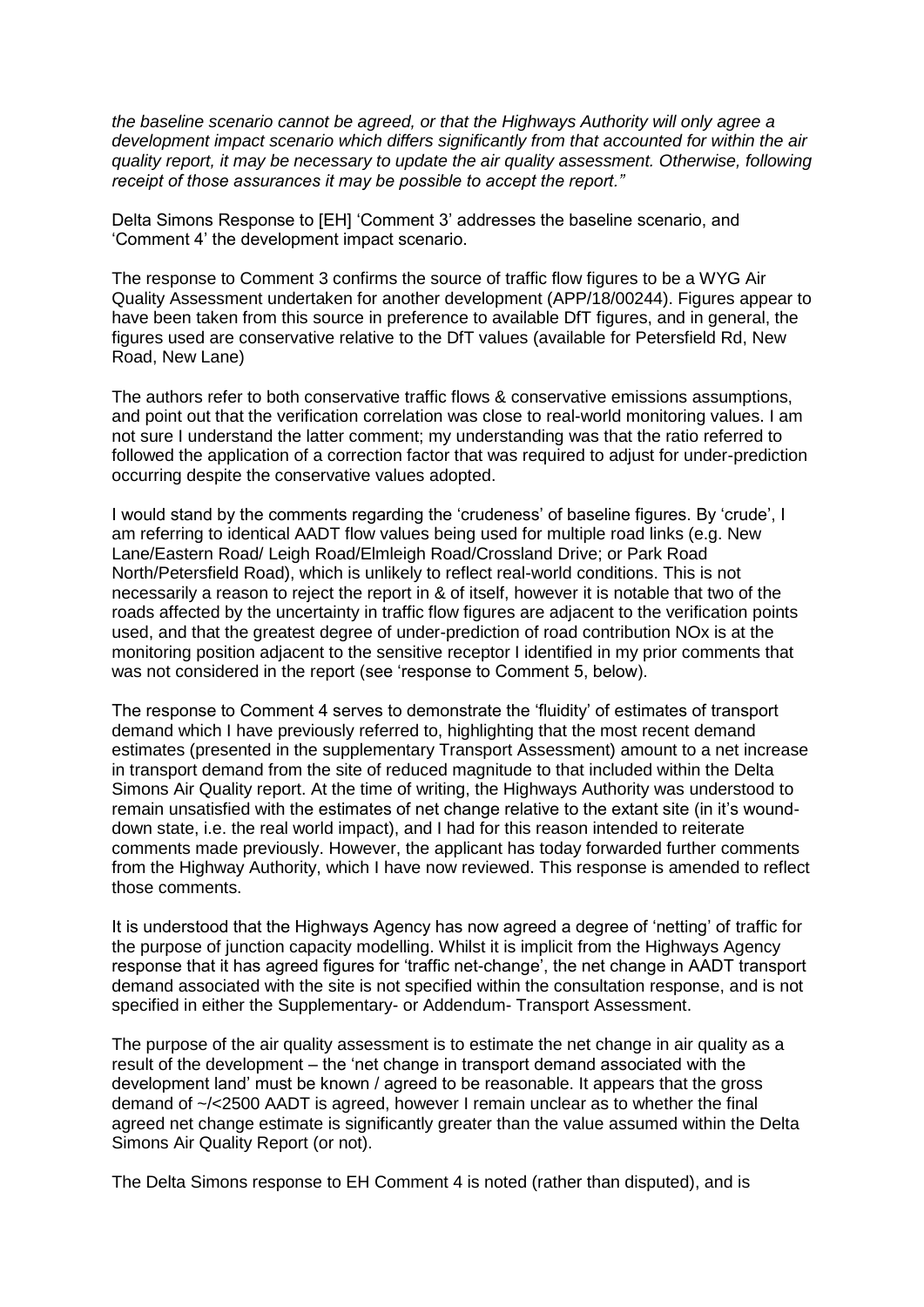*the baseline scenario cannot be agreed, or that the Highways Authority will only agree a development impact scenario which differs significantly from that accounted for within the air quality report, it may be necessary to update the air quality assessment. Otherwise, following receipt of those assurances it may be possible to accept the report."*

Delta Simons Response to [EH] 'Comment 3' addresses the baseline scenario, and 'Comment 4' the development impact scenario.

The response to Comment 3 confirms the source of traffic flow figures to be a WYG Air Quality Assessment undertaken for another development (APP/18/00244). Figures appear to have been taken from this source in preference to available DfT figures, and in general, the figures used are conservative relative to the DfT values (available for Petersfield Rd, New Road, New Lane)

The authors refer to both conservative traffic flows & conservative emissions assumptions, and point out that the verification correlation was close to real-world monitoring values. I am not sure I understand the latter comment; my understanding was that the ratio referred to followed the application of a correction factor that was required to adjust for under-prediction occurring despite the conservative values adopted.

I would stand by the comments regarding the 'crudeness' of baseline figures. By 'crude', I am referring to identical AADT flow values being used for multiple road links (e.g. New Lane/Eastern Road/ Leigh Road/Elmleigh Road/Crossland Drive; or Park Road North/Petersfield Road), which is unlikely to reflect real-world conditions. This is not necessarily a reason to reject the report in & of itself, however it is notable that two of the roads affected by the uncertainty in traffic flow figures are adjacent to the verification points used, and that the greatest degree of under-prediction of road contribution NOx is at the monitoring position adjacent to the sensitive receptor I identified in my prior comments that was not considered in the report (see 'response to Comment 5, below).

The response to Comment 4 serves to demonstrate the 'fluidity' of estimates of transport demand which I have previously referred to, highlighting that the most recent demand estimates (presented in the supplementary Transport Assessment) amount to a net increase in transport demand from the site of reduced magnitude to that included within the Delta Simons Air Quality report. At the time of writing, the Highways Authority was understood to remain unsatisfied with the estimates of net change relative to the extant site (in it's wound-down state, i.e. the real world impact), and I had for this reason intended to reiterate comments made previously. However, the applicant has today forwarded further comments from the Highway Authority, which I have now reviewed. This response is amended to reflect those comments.

It is understood that the Highways Agency has now agreed a degree of 'netting' of traffic for the purpose of junction capacity modelling. Whilst it is implicit from the Highways Agency response that it has agreed figures for 'traffic net-change', the net change in AADT transport demand associated with the site is not specified within the consultation response, and is not specified in either the Supplementary- or Addendum- Transport Assessment.

The purpose of the air quality assessment is to estimate the net change in air quality as a result of the development – the 'net change in transport demand associated with the development land' must be known / agreed to be reasonable. It appears that the gross demand of ~/<2500 AADT is agreed, however I remain unclear as to whether the final agreed net change estimate is significantly greater than the value assumed within the Delta Simons Air Quality Report (or not).

The Delta Simons response to EH Comment 4 is noted (rather than disputed), and is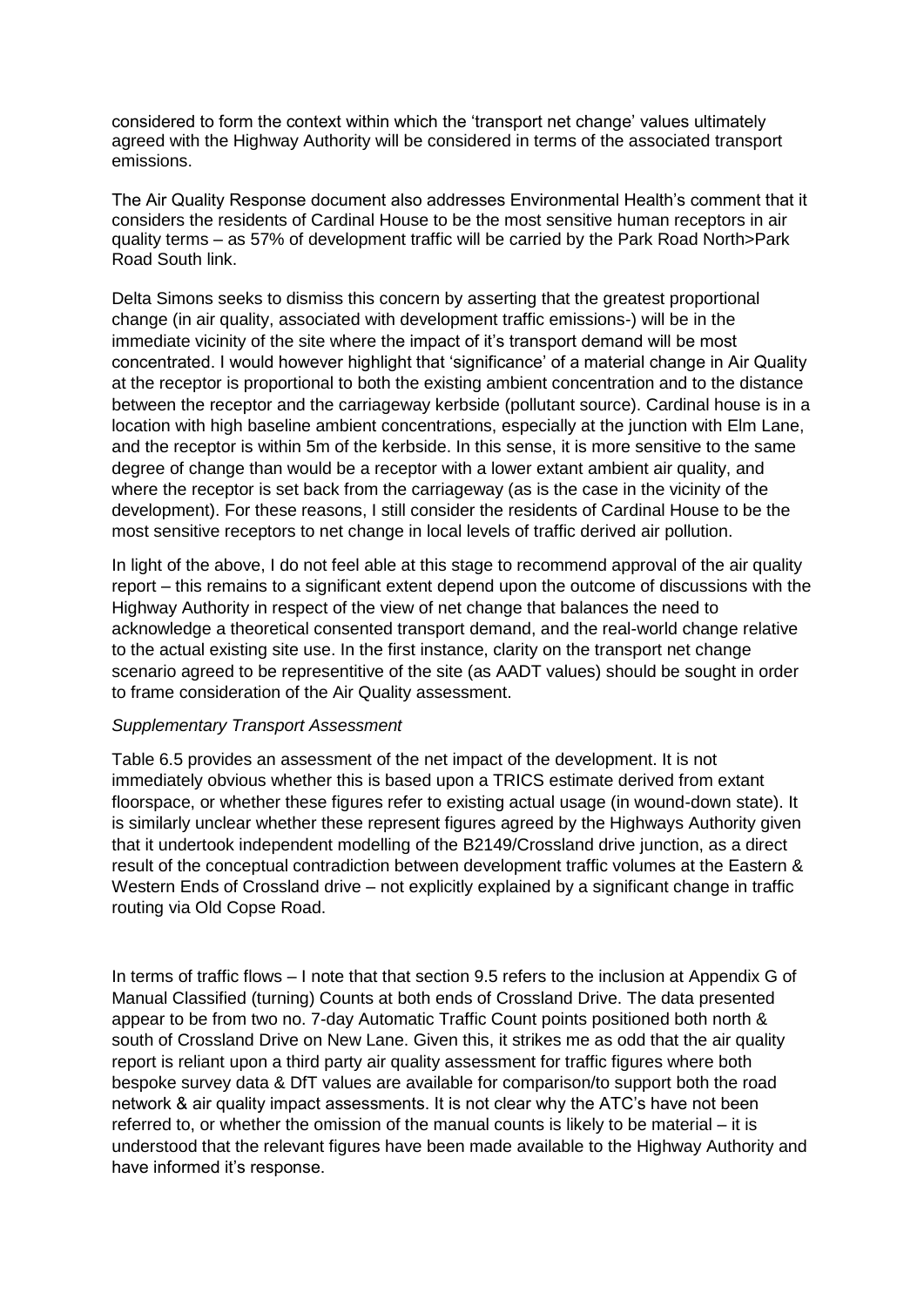considered to form the context within which the 'transport net change' values ultimately agreed with the Highway Authority will be considered in terms of the associated transport emissions.

The Air Quality Response document also addresses Environmental Health's comment that it considers the residents of Cardinal House to be the most sensitive human receptors in air quality terms – as 57% of development traffic will be carried by the Park Road North>Park Road South link.

Delta Simons seeks to dismiss this concern by asserting that the greatest proportional change (in air quality, associated with development traffic emissions-) will be in the immediate vicinity of the site where the impact of it's transport demand will be most concentrated. I would however highlight that 'significance' of a material change in Air Quality at the receptor is proportional to both the existing ambient concentration and to the distance between the receptor and the carriageway kerbside (pollutant source). Cardinal house is in a location with high baseline ambient concentrations, especially at the junction with Elm Lane, and the receptor is within 5m of the kerbside. In this sense, it is more sensitive to the same degree of change than would be a receptor with a lower extant ambient air quality, and where the receptor is set back from the carriageway (as is the case in the vicinity of the development). For these reasons, I still consider the residents of Cardinal House to be the most sensitive receptors to net change in local levels of traffic derived air pollution.

In light of the above, I do not feel able at this stage to recommend approval of the air quality report – this remains to a significant extent depend upon the outcome of discussions with the Highway Authority in respect of the view of net change that balances the need to acknowledge a theoretical consented transport demand, and the real-world change relative to the actual existing site use. In the first instance, clarity on the transport net change scenario agreed to be representitive of the site (as AADT values) should be sought in order to frame consideration of the Air Quality assessment.

*Supplementary Transport Assessment*

Table 6.5 provides an assessment of the net impact of the development. It is not immediately obvious whether this is based upon a TRICS estimate derived from extant floorspace, or whether these figures refer to existing actual usage (in wound-down state). It is similarly unclear whether these represent figures agreed by the Highways Authority given that it undertook independent modelling of the B2149/Crossland drive junction, as a direct result of the conceptual contradiction between development traffic volumes at the Eastern & Western Ends of Crossland drive – not explicitly explained by a significant change in traffic routing via Old Copse Road.

In terms of traffic flows – I note that that section 9.5 refers to the inclusion at Appendix G of Manual Classified (turning) Counts at both ends of Crossland Drive. The data presented appear to be from two no. 7-day Automatic Traffic Count points positioned both north & south of Crossland Drive on New Lane. Given this, it strikes me as odd that the air quality report is reliant upon a third party air quality assessment for traffic figures where both bespoke survey data & DfT values are available for comparison/to support both the road network & air quality impact assessments. It is not clear why the ATC's have not been referred to, or whether the omission of the manual counts is likely to be material – it is understood that the relevant figures have been made available to the Highway Authority and have informed it's response.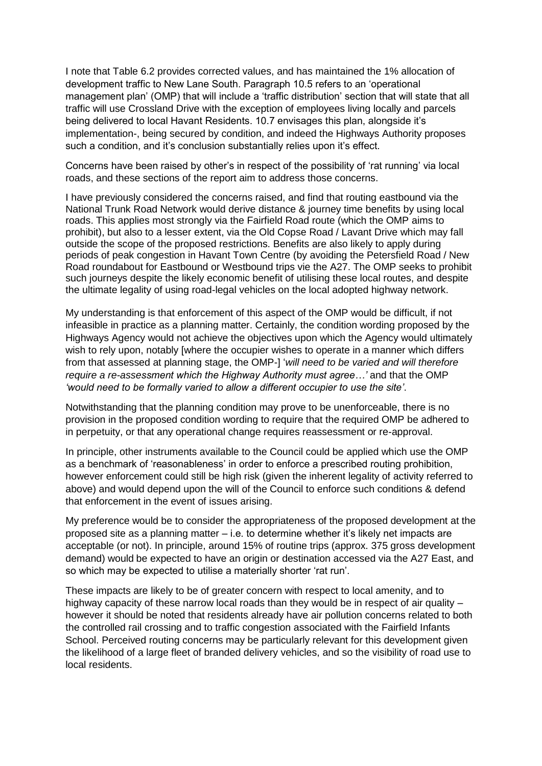I note that Table 6.2 provides corrected values, and has maintained the 1% allocation of development traffic to New Lane South. Paragraph 10.5 refers to an 'operational management plan' (OMP) that will include a 'traffic distribution' section that will state that all traffic will use Crossland Drive with the exception of employees living locally and parcels being delivered to local Havant Residents. 10.7 envisages this plan, alongside it's implementation-, being secured by condition, and indeed the Highways Authority proposes such a condition, and it's conclusion substantially relies upon it's effect.

Concerns have been raised by other's in respect of the possibility of 'rat running' via local roads, and these sections of the report aim to address those concerns.

I have previously considered the concerns raised, and find that routing eastbound via the National Trunk Road Network would derive distance & journey time benefits by using local roads. This applies most strongly via the Fairfield Road route (which the OMP aims to prohibit), but also to a lesser extent, via the Old Copse Road / Lavant Drive which may fall outside the scope of the proposed restrictions. Benefits are also likely to apply during periods of peak congestion in Havant Town Centre (by avoiding the Petersfield Road / New Road roundabout for Eastbound or Westbound trips vie the A27. The OMP seeks to prohibit such journeys despite the likely economic benefit of utilising these local routes, and despite the ultimate legality of using road-legal vehicles on the local adopted highway network.

My understanding is that enforcement of this aspect of the OMP would be difficult, if not infeasible in practice as a planning matter. Certainly, the condition wording proposed by the Highways Agency would not achieve the objectives upon which the Agency would ultimately wish to rely upon, notably [where the occupier wishes to operate in a manner which differs from that assessed at planning stage, the OMP-] '*will need to be varied and will therefore require a re-assessment which the Highway Authority must agree…'* and that the OMP *'would need to be formally varied to allow a different occupier to use the site'*.

Notwithstanding that the planning condition may prove to be unenforceable, there is no provision in the proposed condition wording to require that the required OMP be adhered to in perpetuity, or that any operational change requires reassessment or re-approval.

In principle, other instruments available to the Council could be applied which use the OMP as a benchmark of 'reasonableness' in order to enforce a prescribed routing prohibition, however enforcement could still be high risk (given the inherent legality of activity referred to above) and would depend upon the will of the Council to enforce such conditions & defend that enforcement in the event of issues arising.

My preference would be to consider the appropriateness of the proposed development at the proposed site as a planning matter – i.e. to determine whether it's likely net impacts are acceptable (or not). In principle, around 15% of routine trips (approx. 375 gross development demand) would be expected to have an origin or destination accessed via the A27 East, and so which may be expected to utilise a materially shorter 'rat run'.

These impacts are likely to be of greater concern with respect to local amenity, and to highway capacity of these narrow local roads than they would be in respect of air quality – however it should be noted that residents already have air pollution concerns related to both the controlled rail crossing and to traffic congestion associated with the Fairfield Infants School. Perceived routing concerns may be particularly relevant for this development given the likelihood of a large fleet of branded delivery vehicles, and so the visibility of road use to local residents.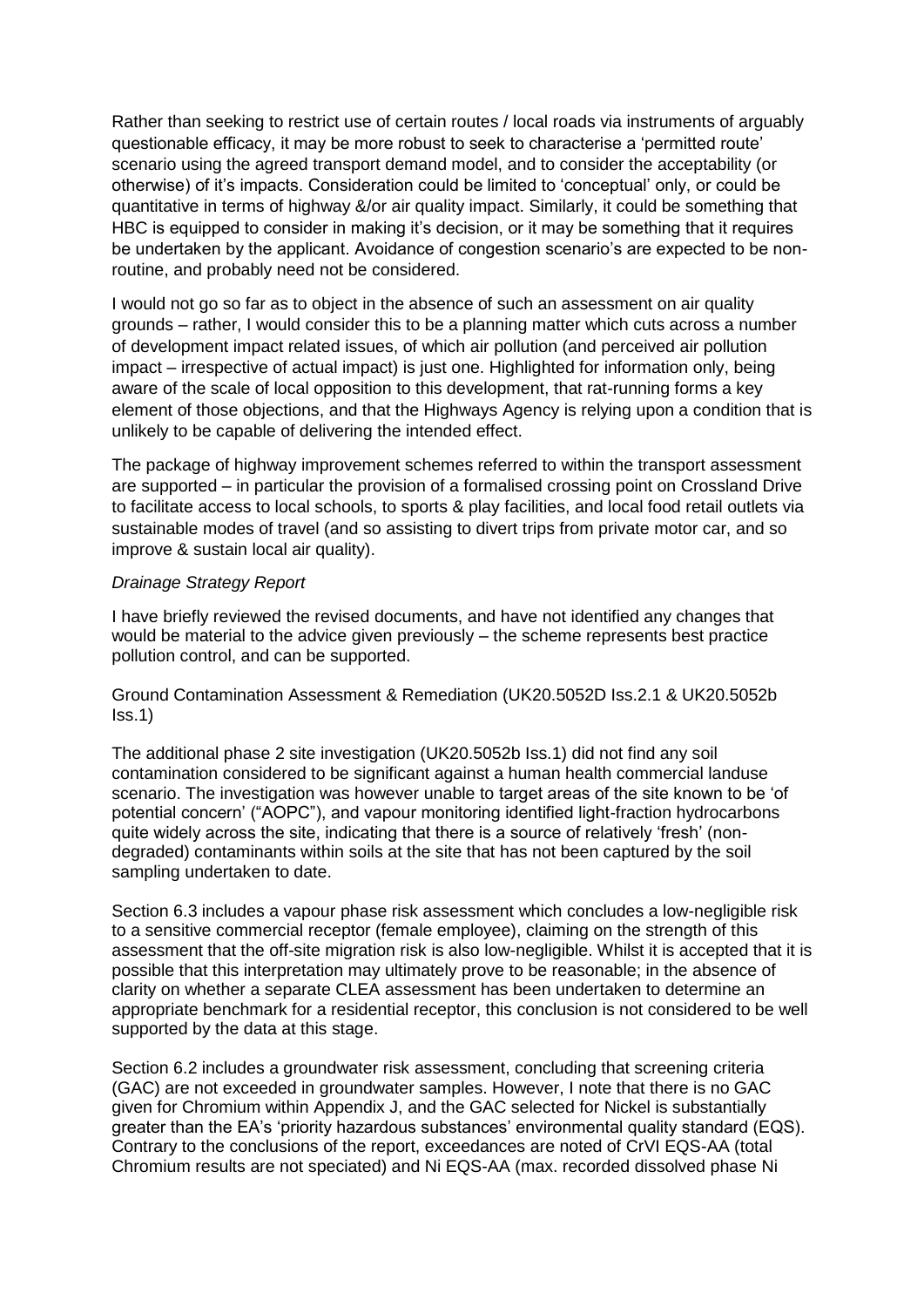Rather than seeking to restrict use of certain routes / local roads via instruments of arguably questionable efficacy, it may be more robust to seek to characterise a 'permitted route' scenario using the agreed transport demand model, and to consider the acceptability (or otherwise) of it's impacts. Consideration could be limited to 'conceptual' only, or could be quantitative in terms of highway &/or air quality impact. Similarly, it could be something that HBC is equipped to consider in making it's decision, or it may be something that it requires be undertaken by the applicant. Avoidance of congestion scenario's are expected to be non-routine, and probably need not be considered.

I would not go so far as to object in the absence of such an assessment on air quality grounds – rather, I would consider this to be a planning matter which cuts across a number of development impact related issues, of which air pollution (and perceived air pollution impact – irrespective of actual impact) is just one. Highlighted for information only, being aware of the scale of local opposition to this development, that rat-running forms a key element of those objections, and that the Highways Agency is relying upon a condition that is unlikely to be capable of delivering the intended effect.

The package of highway improvement schemes referred to within the transport assessment are supported – in particular the provision of a formalised crossing point on Crossland Drive to facilitate access to local schools, to sports & play facilities, and local food retail outlets via sustainable modes of travel (and so assisting to divert trips from private motor car, and so improve & sustain local air quality).

*Drainage Strategy Report*

I have briefly reviewed the revised documents, and have not identified any changes that would be material to the advice given previously – the scheme represents best practice pollution control, and can be supported.

Ground Contamination Assessment & Remediation (UK20.5052D Iss.2.1 & UK20.5052b Iss.1)

The additional phase 2 site investigation (UK20.5052b Iss.1) did not find any soil contamination considered to be significant against a human health commercial landuse scenario. The investigation was however unable to target areas of the site known to be 'of potential concern' ("AOPC"), and vapour monitoring identified light-fraction hydrocarbons quite widely across the site, indicating that there is a source of relatively 'fresh' (non-degraded) contaminants within soils at the site that has not been captured by the soil sampling undertaken to date.

Section 6.3 includes a vapour phase risk assessment which concludes a low-negligible risk to a sensitive commercial receptor (female employee), claiming on the strength of this assessment that the off-site migration risk is also low-negligible. Whilst it is accepted that it is possible that this interpretation may ultimately prove to be reasonable; in the absence of clarity on whether a separate CLEA assessment has been undertaken to determine an appropriate benchmark for a residential receptor, this conclusion is not considered to be well supported by the data at this stage.

Section 6.2 includes a groundwater risk assessment, concluding that screening criteria (GAC) are not exceeded in groundwater samples. However, I note that there is no GAC given for Chromium within Appendix J, and the GAC selected for Nickel is substantially greater than the EA's 'priority hazardous substances' environmental quality standard (EQS). Contrary to the conclusions of the report, exceedances are noted of CrVI EQS-AA (total Chromium results are not speciated) and Ni EQS-AA (max. recorded dissolved phase Ni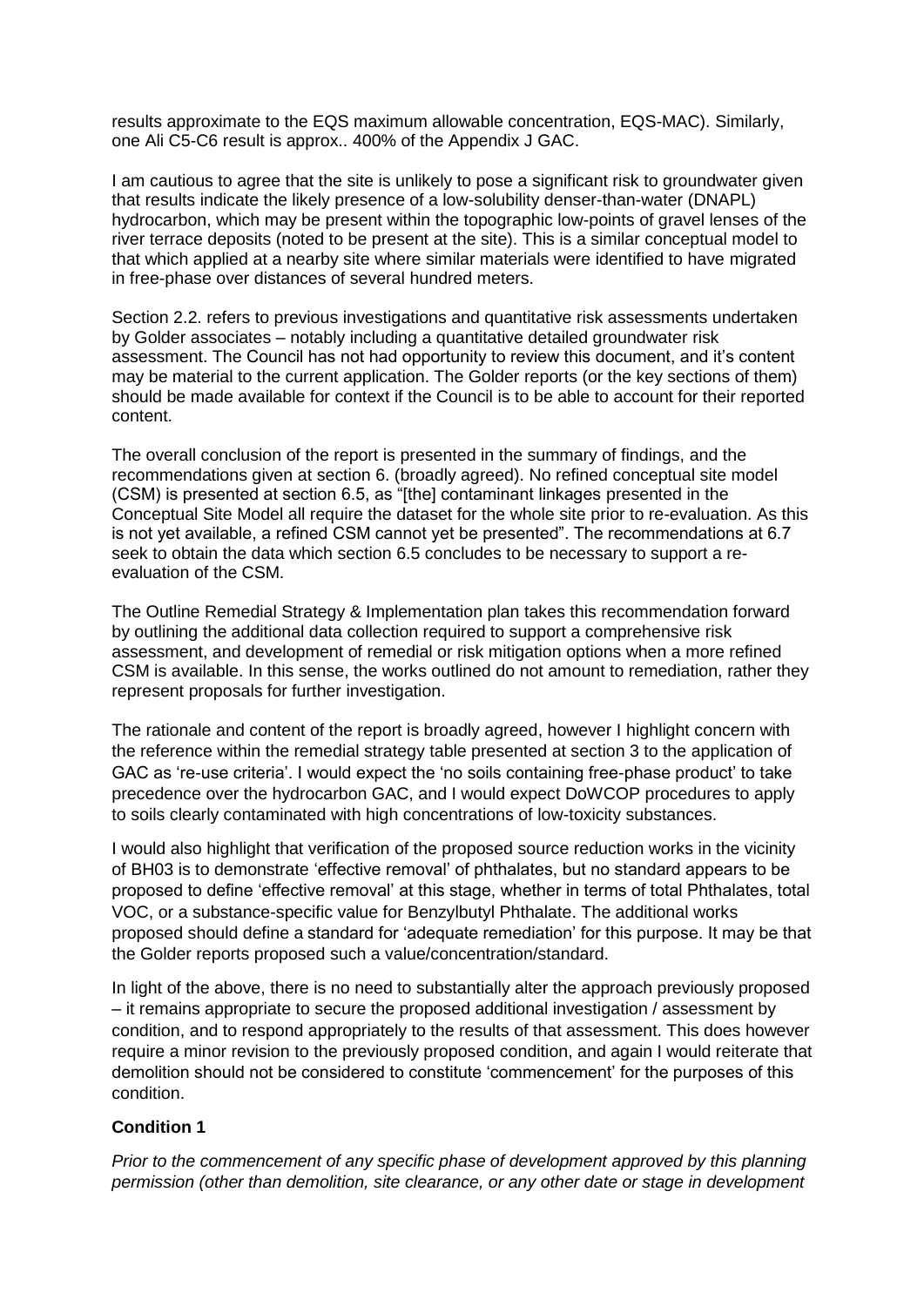results approximate to the EQS maximum allowable concentration, EQS-MAC). Similarly, one Ali C5-C6 result is approx.. 400% of the Appendix J GAC.

I am cautious to agree that the site is unlikely to pose a significant risk to groundwater given that results indicate the likely presence of a low-solubility denser-than-water (DNAPL) hydrocarbon, which may be present within the topographic low-points of gravel lenses of the river terrace deposits (noted to be present at the site). This is a similar conceptual model to that which applied at a nearby site where similar materials were identified to have migrated in free-phase over distances of several hundred meters.

Section 2.2. refers to previous investigations and quantitative risk assessments undertaken by Golder associates – notably including a quantitative detailed groundwater risk assessment. The Council has not had opportunity to review this document, and it's content may be material to the current application. The Golder reports (or the key sections of them) should be made available for context if the Council is to be able to account for their reported content.

The overall conclusion of the report is presented in the summary of findings, and the recommendations given at section 6. (broadly agreed). No refined conceptual site model (CSM) is presented at section 6.5, as "[the] contaminant linkages presented in the Conceptual Site Model all require the dataset for the whole site prior to re-evaluation. As this is not yet available, a refined CSM cannot yet be presented". The recommendations at 6.7 seek to obtain the data which section 6.5 concludes to be necessary to support a re-evaluation of the CSM.

The Outline Remedial Strategy & Implementation plan takes this recommendation forward by outlining the additional data collection required to support a comprehensive risk assessment, and development of remedial or risk mitigation options when a more refined CSM is available. In this sense, the works outlined do not amount to remediation, rather they represent proposals for further investigation.

The rationale and content of the report is broadly agreed, however I highlight concern with the reference within the remedial strategy table presented at section 3 to the application of GAC as 're-use criteria'. I would expect the 'no soils containing free-phase product' to take precedence over the hydrocarbon GAC, and I would expect DoWCOP procedures to apply to soils clearly contaminated with high concentrations of low-toxicity substances.

I would also highlight that verification of the proposed source reduction works in the vicinity of BH03 is to demonstrate 'effective removal' of phthalates, but no standard appears to be proposed to define 'effective removal' at this stage, whether in terms of total Phthalates, total VOC, or a substance-specific value for Benzylbutyl Phthalate. The additional works proposed should define a standard for 'adequate remediation' for this purpose. It may be that the Golder reports proposed such a value/concentration/standard.

In light of the above, there is no need to substantially alter the approach previously proposed – it remains appropriate to secure the proposed additional investigation / assessment by condition, and to respond appropriately to the results of that assessment. This does however require a minor revision to the previously proposed condition, and again I would reiterate that demolition should not be considered to constitute 'commencement' for the purposes of this condition.

**Condition 1**

*Prior to the commencement of any specific phase of development approved by this planning permission (other than demolition, site clearance, or any other date or stage in development*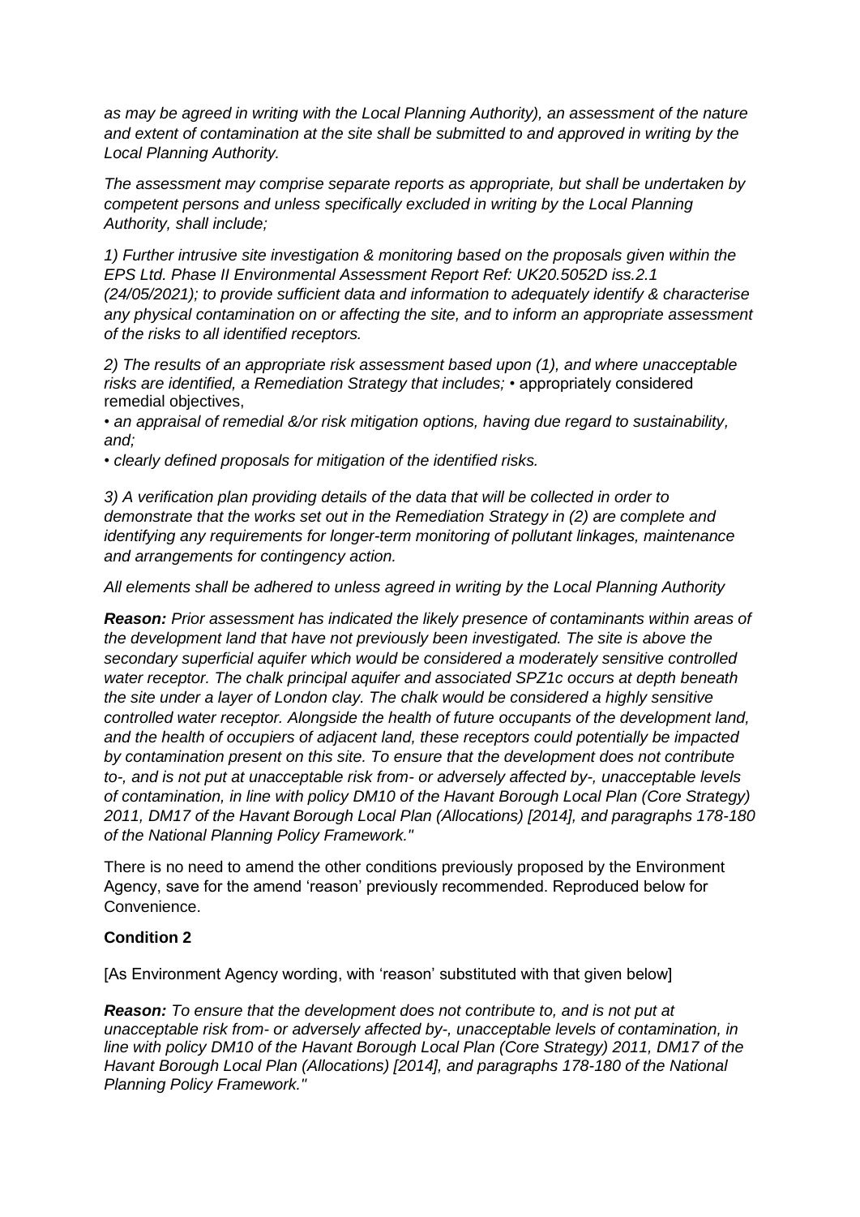*as may be agreed in writing with the Local Planning Authority), an assessment of the nature and extent of contamination at the site shall be submitted to and approved in writing by the Local Planning Authority.*

*The assessment may comprise separate reports as appropriate, but shall be undertaken by competent persons and unless specifically excluded in writing by the Local Planning Authority, shall include;*

*1) Further intrusive site investigation & monitoring based on the proposals given within the EPS Ltd. Phase II Environmental Assessment Report Ref: UK20.5052D iss.2.1 (24/05/2021); to provide sufficient data and information to adequately identify & characterise any physical contamination on or affecting the site, and to inform an appropriate assessment of the risks to all identified receptors.*

*2) The results of an appropriate risk assessment based upon (1), and where unacceptable risks are identified, a Remediation Strategy that includes;* • appropriately considered remedial objectives,

• *an appraisal of remedial &/or risk mitigation options, having due regard to sustainability, and;*

• *clearly defined proposals for mitigation of the identified risks.*

*3) A verification plan providing details of the data that will be collected in order to demonstrate that the works set out in the Remediation Strategy in (2) are complete and identifying any requirements for longer-term monitoring of pollutant linkages, maintenance and arrangements for contingency action.*

*All elements shall be adhered to unless agreed in writing by the Local Planning Authority*

***Reason:*** *Prior assessment has indicated the likely presence of contaminants within areas of the development land that have not previously been investigated. The site is above the secondary superficial aquifer which would be considered a moderately sensitive controlled water receptor. The chalk principal aquifer and associated SPZ1c occurs at depth beneath the site under a layer of London clay. The chalk would be considered a highly sensitive controlled water receptor. Alongside the health of future occupants of the development land, and the health of occupiers of adjacent land, these receptors could potentially be impacted by contamination present on this site. To ensure that the development does not contribute to-, and is not put at unacceptable risk from- or adversely affected by-, unacceptable levels of contamination, in line with policy DM10 of the Havant Borough Local Plan (Core Strategy) 2011, DM17 of the Havant Borough Local Plan (Allocations) [2014], and paragraphs 178-180 of the National Planning Policy Framework."*

There is no need to amend the other conditions previously proposed by the Environment Agency, save for the amend 'reason' previously recommended. Reproduced below for Convenience.

**Condition 2**

[As Environment Agency wording, with 'reason' substituted with that given below]

***Reason:*** *To ensure that the development does not contribute to, and is not put at unacceptable risk from- or adversely affected by-, unacceptable levels of contamination, in line with policy DM10 of the Havant Borough Local Plan (Core Strategy) 2011, DM17 of the Havant Borough Local Plan (Allocations) [2014], and paragraphs 178-180 of the National Planning Policy Framework."*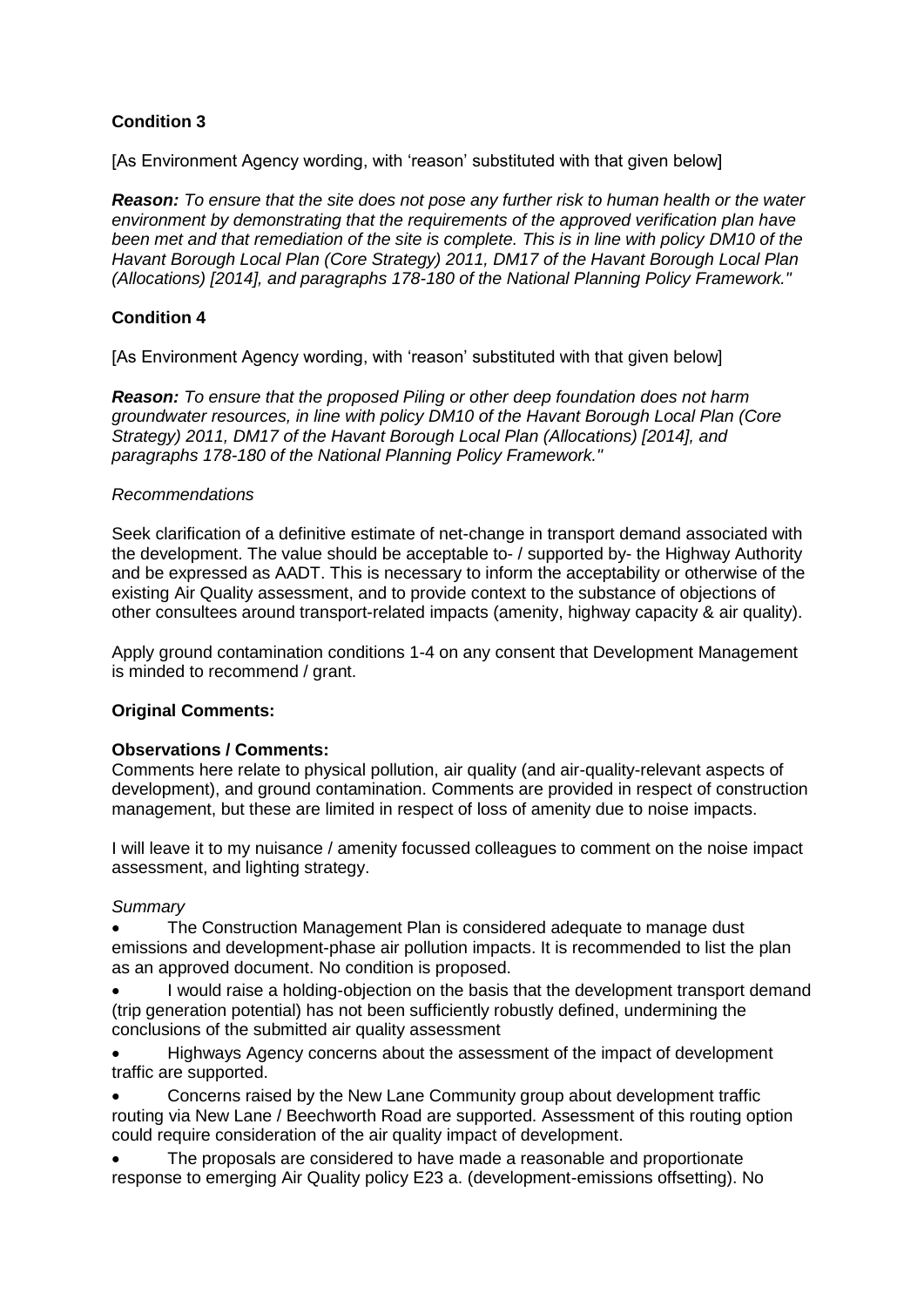**Condition 3**

[As Environment Agency wording, with 'reason' substituted with that given below]

***Reason:*** *To ensure that the site does not pose any further risk to human health or the water environment by demonstrating that the requirements of the approved verification plan have been met and that remediation of the site is complete. This is in line with policy DM10 of the Havant Borough Local Plan (Core Strategy) 2011, DM17 of the Havant Borough Local Plan (Allocations) [2014], and paragraphs 178-180 of the National Planning Policy Framework."*

**Condition 4**

[As Environment Agency wording, with 'reason' substituted with that given below]

***Reason:*** *To ensure that the proposed Piling or other deep foundation does not harm groundwater resources, in line with policy DM10 of the Havant Borough Local Plan (Core Strategy) 2011, DM17 of the Havant Borough Local Plan (Allocations) [2014], and paragraphs 178-180 of the National Planning Policy Framework."*

*Recommendations*

Seek clarification of a definitive estimate of net-change in transport demand associated with the development. The value should be acceptable to- / supported by- the Highway Authority and be expressed as AADT. This is necessary to inform the acceptability or otherwise of the existing Air Quality assessment, and to provide context to the substance of objections of other consultees around transport-related impacts (amenity, highway capacity & air quality).

Apply ground contamination conditions 1-4 on any consent that Development Management is minded to recommend / grant.

**Original Comments:**

**Observations / Comments:**
Comments here relate to physical pollution, air quality (and air-quality-relevant aspects of development), and ground contamination. Comments are provided in respect of construction management, but these are limited in respect of loss of amenity due to noise impacts.

I will leave it to my nuisance / amenity focussed colleagues to comment on the noise impact assessment, and lighting strategy.

*Summary*

- The Construction Management Plan is considered adequate to manage dust emissions and development-phase air pollution impacts. It is recommended to list the plan as an approved document. No condition is proposed.
- I would raise a holding-objection on the basis that the development transport demand (trip generation potential) has not been sufficiently robustly defined, undermining the conclusions of the submitted air quality assessment
- Highways Agency concerns about the assessment of the impact of development traffic are supported.
- Concerns raised by the New Lane Community group about development traffic routing via New Lane / Beechworth Road are supported. Assessment of this routing option could require consideration of the air quality impact of development.
- The proposals are considered to have made a reasonable and proportionate response to emerging Air Quality policy E23 a. (development-emissions offsetting). No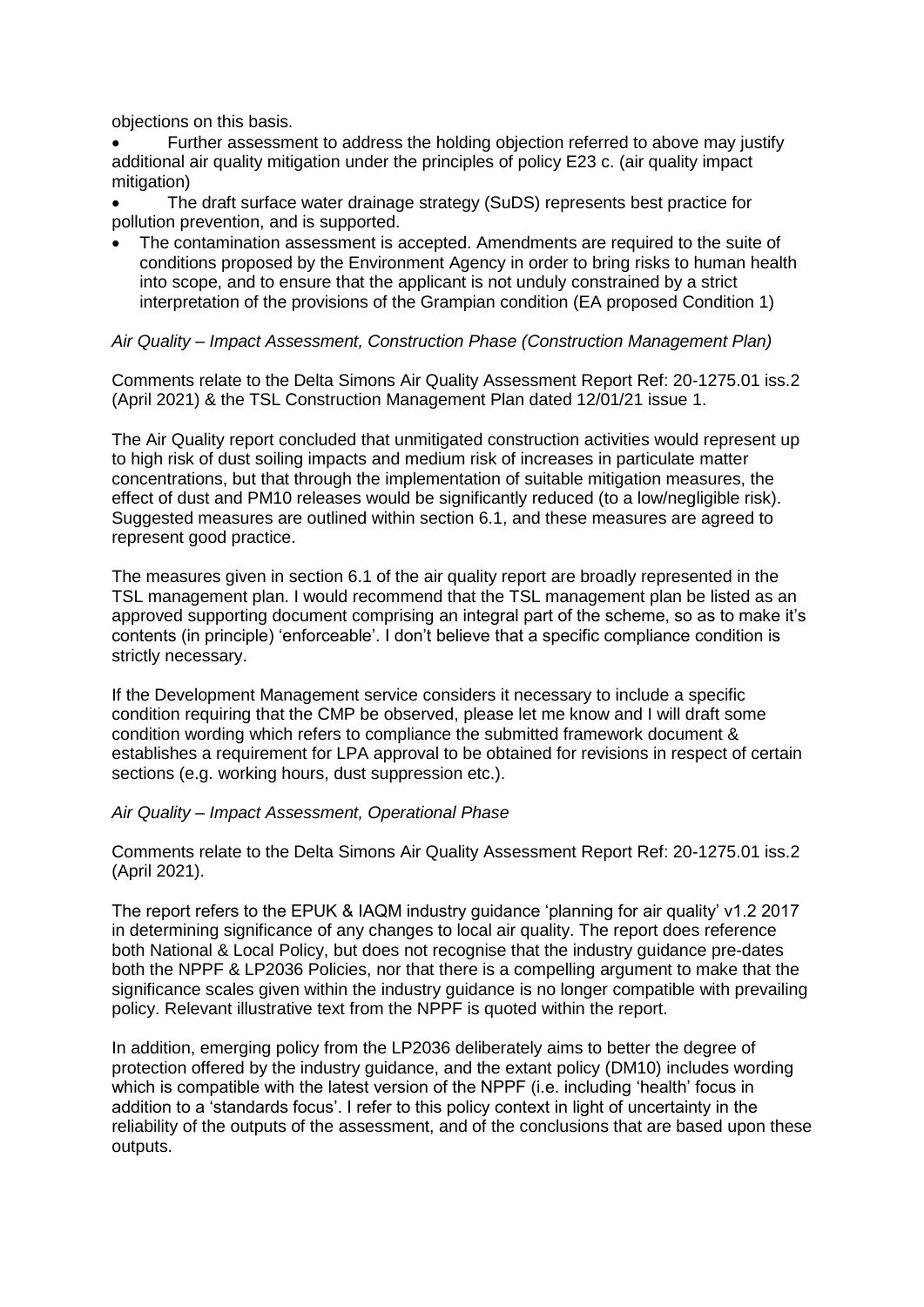objections on this basis.

- Further assessment to address the holding objection referred to above may justify additional air quality mitigation under the principles of policy E23 c. (air quality impact mitigation)
- The draft surface water drainage strategy (SuDS) represents best practice for pollution prevention, and is supported.
- The contamination assessment is accepted. Amendments are required to the suite of conditions proposed by the Environment Agency in order to bring risks to human health into scope, and to ensure that the applicant is not unduly constrained by a strict interpretation of the provisions of the Grampian condition (EA proposed Condition 1)

*Air Quality – Impact Assessment, Construction Phase (Construction Management Plan)*

Comments relate to the Delta Simons Air Quality Assessment Report Ref: 20-1275.01 iss.2 (April 2021) & the TSL Construction Management Plan dated 12/01/21 issue 1.

The Air Quality report concluded that unmitigated construction activities would represent up to high risk of dust soiling impacts and medium risk of increases in particulate matter concentrations, but that through the implementation of suitable mitigation measures, the effect of dust and PM10 releases would be significantly reduced (to a low/negligible risk). Suggested measures are outlined within section 6.1, and these measures are agreed to represent good practice.

The measures given in section 6.1 of the air quality report are broadly represented in the TSL management plan. I would recommend that the TSL management plan be listed as an approved supporting document comprising an integral part of the scheme, so as to make it's contents (in principle) 'enforceable'. I don't believe that a specific compliance condition is strictly necessary.

If the Development Management service considers it necessary to include a specific condition requiring that the CMP be observed, please let me know and I will draft some condition wording which refers to compliance the submitted framework document & establishes a requirement for LPA approval to be obtained for revisions in respect of certain sections (e.g. working hours, dust suppression etc.).

*Air Quality – Impact Assessment, Operational Phase*

Comments relate to the Delta Simons Air Quality Assessment Report Ref: 20-1275.01 iss.2 (April 2021).

The report refers to the EPUK & IAQM industry guidance 'planning for air quality' v1.2 2017 in determining significance of any changes to local air quality. The report does reference both National & Local Policy, but does not recognise that the industry guidance pre-dates both the NPPF & LP2036 Policies, nor that there is a compelling argument to make that the significance scales given within the industry guidance is no longer compatible with prevailing policy. Relevant illustrative text from the NPPF is quoted within the report.

In addition, emerging policy from the LP2036 deliberately aims to better the degree of protection offered by the industry guidance, and the extant policy (DM10) includes wording which is compatible with the latest version of the NPPF (i.e. including 'health' focus in addition to a 'standards focus'. I refer to this policy context in light of uncertainty in the reliability of the outputs of the assessment, and of the conclusions that are based upon these outputs.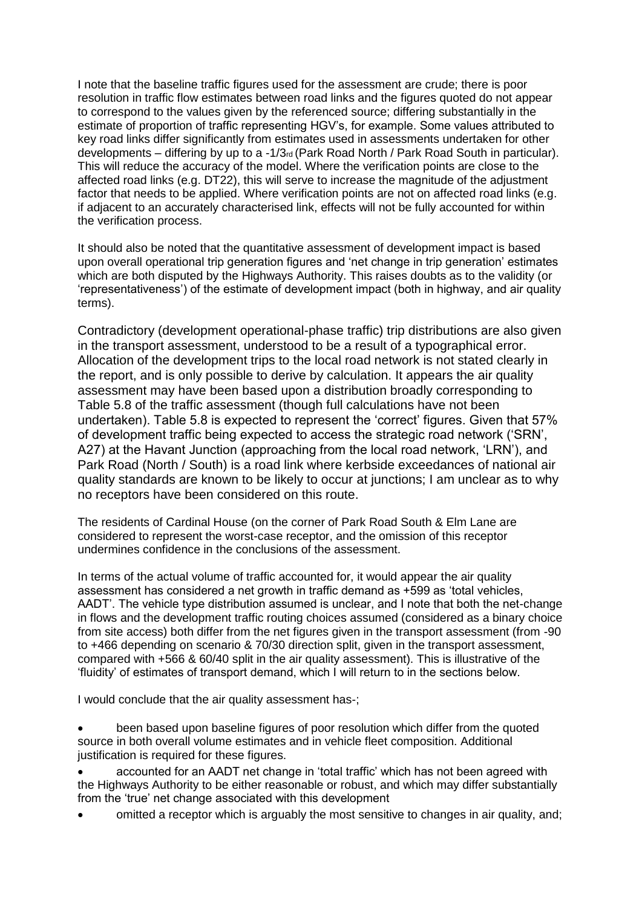I note that the baseline traffic figures used for the assessment are crude; there is poor resolution in traffic flow estimates between road links and the figures quoted do not appear to correspond to the values given by the referenced source; differing substantially in the estimate of proportion of traffic representing HGV's, for example. Some values attributed to key road links differ significantly from estimates used in assessments undertaken for other developments – differing by up to a -1/3rd (Park Road North / Park Road South in particular). This will reduce the accuracy of the model. Where the verification points are close to the affected road links (e.g. DT22), this will serve to increase the magnitude of the adjustment factor that needs to be applied. Where verification points are not on affected road links (e.g. if adjacent to an accurately characterised link, effects will not be fully accounted for within the verification process.

It should also be noted that the quantitative assessment of development impact is based upon overall operational trip generation figures and 'net change in trip generation' estimates which are both disputed by the Highways Authority. This raises doubts as to the validity (or 'representativeness') of the estimate of development impact (both in highway, and air quality terms).

Contradictory (development operational-phase traffic) trip distributions are also given in the transport assessment, understood to be a result of a typographical error. Allocation of the development trips to the local road network is not stated clearly in the report, and is only possible to derive by calculation. It appears the air quality assessment may have been based upon a distribution broadly corresponding to Table 5.8 of the traffic assessment (though full calculations have not been undertaken). Table 5.8 is expected to represent the 'correct' figures. Given that 57% of development traffic being expected to access the strategic road network ('SRN', A27) at the Havant Junction (approaching from the local road network, 'LRN'), and Park Road (North / South) is a road link where kerbside exceedances of national air quality standards are known to be likely to occur at junctions; I am unclear as to why no receptors have been considered on this route.

The residents of Cardinal House (on the corner of Park Road South & Elm Lane are considered to represent the worst-case receptor, and the omission of this receptor undermines confidence in the conclusions of the assessment.

In terms of the actual volume of traffic accounted for, it would appear the air quality assessment has considered a net growth in traffic demand as +599 as 'total vehicles, AADT'. The vehicle type distribution assumed is unclear, and I note that both the net-change in flows and the development traffic routing choices assumed (considered as a binary choice from site access) both differ from the net figures given in the transport assessment (from -90 to +466 depending on scenario & 70/30 direction split, given in the transport assessment, compared with +566 & 60/40 split in the air quality assessment). This is illustrative of the 'fluidity' of estimates of transport demand, which I will return to in the sections below.

I would conclude that the air quality assessment has-;

- been based upon baseline figures of poor resolution which differ from the quoted source in both overall volume estimates and in vehicle fleet composition. Additional justification is required for these figures.
- accounted for an AADT net change in 'total traffic' which has not been agreed with the Highways Authority to be either reasonable or robust, and which may differ substantially from the 'true' net change associated with this development
- omitted a receptor which is arguably the most sensitive to changes in air quality, and;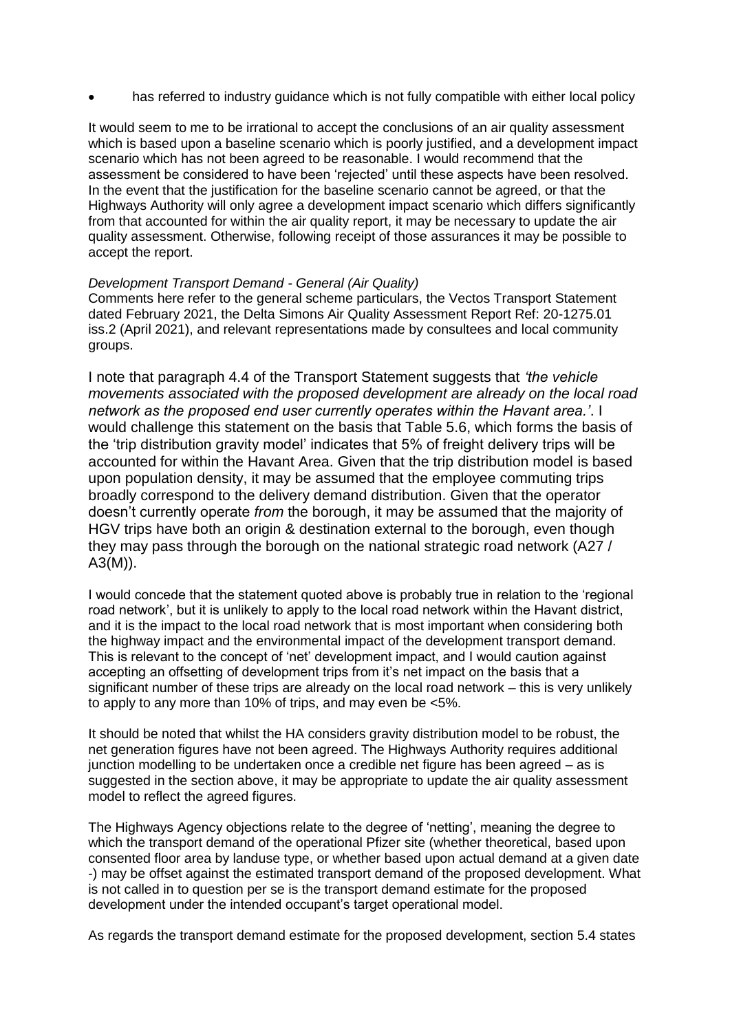- has referred to industry guidance which is not fully compatible with either local policy

It would seem to me to be irrational to accept the conclusions of an air quality assessment which is based upon a baseline scenario which is poorly justified, and a development impact scenario which has not been agreed to be reasonable. I would recommend that the assessment be considered to have been 'rejected' until these aspects have been resolved. In the event that the justification for the baseline scenario cannot be agreed, or that the Highways Authority will only agree a development impact scenario which differs significantly from that accounted for within the air quality report, it may be necessary to update the air quality assessment. Otherwise, following receipt of those assurances it may be possible to accept the report.

*Development Transport Demand - General (Air Quality)*
Comments here refer to the general scheme particulars, the Vectos Transport Statement dated February 2021, the Delta Simons Air Quality Assessment Report Ref: 20-1275.01 iss.2 (April 2021), and relevant representations made by consultees and local community groups.

I note that paragraph 4.4 of the Transport Statement suggests that *'the vehicle movements associated with the proposed development are already on the local road network as the proposed end user currently operates within the Havant area.'*. I would challenge this statement on the basis that Table 5.6, which forms the basis of the 'trip distribution gravity model' indicates that 5% of freight delivery trips will be accounted for within the Havant Area. Given that the trip distribution model is based upon population density, it may be assumed that the employee commuting trips broadly correspond to the delivery demand distribution. Given that the operator doesn't currently operate *from* the borough, it may be assumed that the majority of HGV trips have both an origin & destination external to the borough, even though they may pass through the borough on the national strategic road network (A27 / A3(M)).

I would concede that the statement quoted above is probably true in relation to the 'regional road network', but it is unlikely to apply to the local road network within the Havant district, and it is the impact to the local road network that is most important when considering both the highway impact and the environmental impact of the development transport demand. This is relevant to the concept of 'net' development impact, and I would caution against accepting an offsetting of development trips from it's net impact on the basis that a significant number of these trips are already on the local road network – this is very unlikely to apply to any more than 10% of trips, and may even be <5%.

It should be noted that whilst the HA considers gravity distribution model to be robust, the net generation figures have not been agreed. The Highways Authority requires additional junction modelling to be undertaken once a credible net figure has been agreed – as is suggested in the section above, it may be appropriate to update the air quality assessment model to reflect the agreed figures.

The Highways Agency objections relate to the degree of 'netting', meaning the degree to which the transport demand of the operational Pfizer site (whether theoretical, based upon consented floor area by landuse type, or whether based upon actual demand at a given date -) may be offset against the estimated transport demand of the proposed development. What is not called in to question per se is the transport demand estimate for the proposed development under the intended occupant's target operational model.

As regards the transport demand estimate for the proposed development, section 5.4 states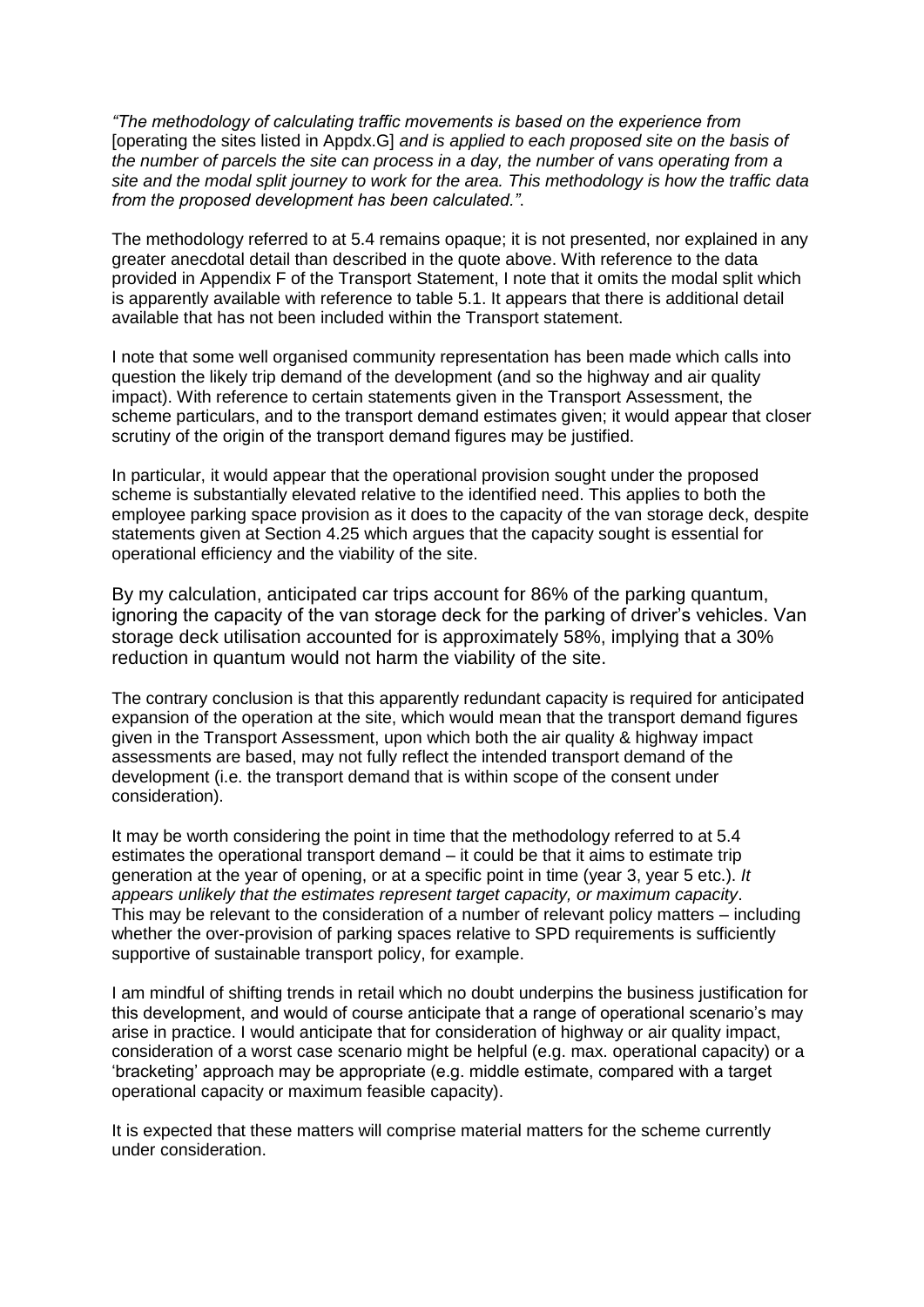*“The methodology of calculating traffic movements is based on the experience from* [operating the sites listed in Appdx.G] *and is applied to each proposed site on the basis of the number of parcels the site can process in a day, the number of vans operating from a site and the modal split journey to work for the area. This methodology is how the traffic data from the proposed development has been calculated.”.*

The methodology referred to at 5.4 remains opaque; it is not presented, nor explained in any greater anecdotal detail than described in the quote above. With reference to the data provided in Appendix F of the Transport Statement, I note that it omits the modal split which is apparently available with reference to table 5.1. It appears that there is additional detail available that has not been included within the Transport statement.

I note that some well organised community representation has been made which calls into question the likely trip demand of the development (and so the highway and air quality impact). With reference to certain statements given in the Transport Assessment, the scheme particulars, and to the transport demand estimates given; it would appear that closer scrutiny of the origin of the transport demand figures may be justified.

In particular, it would appear that the operational provision sought under the proposed scheme is substantially elevated relative to the identified need. This applies to both the employee parking space provision as it does to the capacity of the van storage deck, despite statements given at Section 4.25 which argues that the capacity sought is essential for operational efficiency and the viability of the site.

By my calculation, anticipated car trips account for 86% of the parking quantum, ignoring the capacity of the van storage deck for the parking of driver’s vehicles. Van storage deck utilisation accounted for is approximately 58%, implying that a 30% reduction in quantum would not harm the viability of the site.

The contrary conclusion is that this apparently redundant capacity is required for anticipated expansion of the operation at the site, which would mean that the transport demand figures given in the Transport Assessment, upon which both the air quality & highway impact assessments are based, may not fully reflect the intended transport demand of the development (i.e. the transport demand that is within scope of the consent under consideration).

It may be worth considering the point in time that the methodology referred to at 5.4 estimates the operational transport demand – it could be that it aims to estimate trip generation at the year of opening, or at a specific point in time (year 3, year 5 etc.). *It appears unlikely that the estimates represent target capacity, or maximum capacity*. This may be relevant to the consideration of a number of relevant policy matters – including whether the over-provision of parking spaces relative to SPD requirements is sufficiently supportive of sustainable transport policy, for example.

I am mindful of shifting trends in retail which no doubt underpins the business justification for this development, and would of course anticipate that a range of operational scenario’s may arise in practice. I would anticipate that for consideration of highway or air quality impact, consideration of a worst case scenario might be helpful (e.g. max. operational capacity) or a ‘bracketing’ approach may be appropriate (e.g. middle estimate, compared with a target operational capacity or maximum feasible capacity).

It is expected that these matters will comprise material matters for the scheme currently under consideration.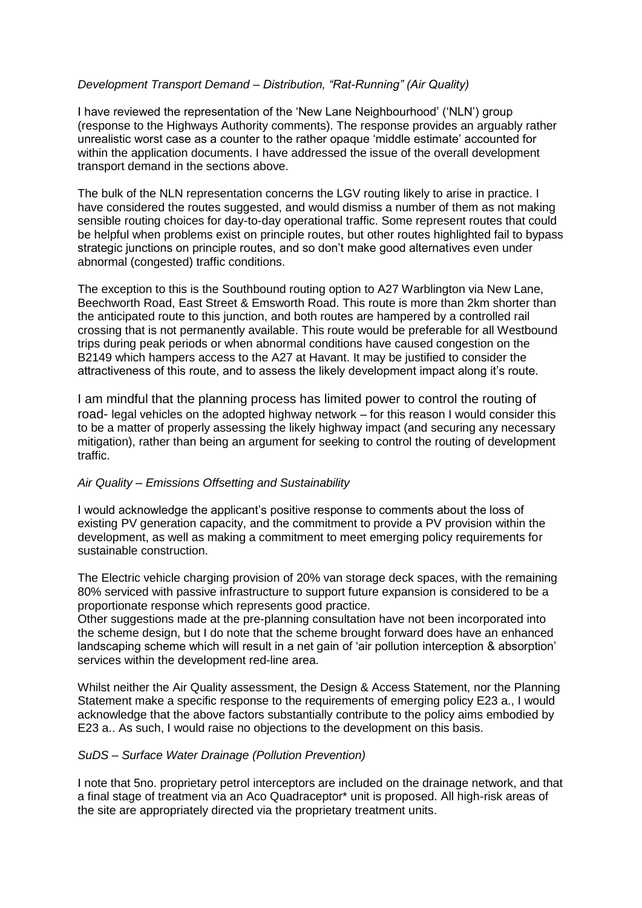*Development Transport Demand – Distribution, "Rat-Running" (Air Quality)*

I have reviewed the representation of the 'New Lane Neighbourhood' ('NLN') group (response to the Highways Authority comments). The response provides an arguably rather unrealistic worst case as a counter to the rather opaque 'middle estimate' accounted for within the application documents. I have addressed the issue of the overall development transport demand in the sections above.

The bulk of the NLN representation concerns the LGV routing likely to arise in practice. I have considered the routes suggested, and would dismiss a number of them as not making sensible routing choices for day-to-day operational traffic. Some represent routes that could be helpful when problems exist on principle routes, but other routes highlighted fail to bypass strategic junctions on principle routes, and so don't make good alternatives even under abnormal (congested) traffic conditions.

The exception to this is the Southbound routing option to A27 Warblington via New Lane, Beechworth Road, East Street & Emsworth Road. This route is more than 2km shorter than the anticipated route to this junction, and both routes are hampered by a controlled rail crossing that is not permanently available. This route would be preferable for all Westbound trips during peak periods or when abnormal conditions have caused congestion on the B2149 which hampers access to the A27 at Havant. It may be justified to consider the attractiveness of this route, and to assess the likely development impact along it's route.

I am mindful that the planning process has limited power to control the routing of road- legal vehicles on the adopted highway network – for this reason I would consider this to be a matter of properly assessing the likely highway impact (and securing any necessary mitigation), rather than being an argument for seeking to control the routing of development traffic.

*Air Quality – Emissions Offsetting and Sustainability*

I would acknowledge the applicant's positive response to comments about the loss of existing PV generation capacity, and the commitment to provide a PV provision within the development, as well as making a commitment to meet emerging policy requirements for sustainable construction.

The Electric vehicle charging provision of 20% van storage deck spaces, with the remaining 80% serviced with passive infrastructure to support future expansion is considered to be a proportionate response which represents good practice.

Other suggestions made at the pre-planning consultation have not been incorporated into the scheme design, but I do note that the scheme brought forward does have an enhanced landscaping scheme which will result in a net gain of 'air pollution interception & absorption' services within the development red-line area.

Whilst neither the Air Quality assessment, the Design & Access Statement, nor the Planning Statement make a specific response to the requirements of emerging policy E23 a., I would acknowledge that the above factors substantially contribute to the policy aims embodied by E23 a.. As such, I would raise no objections to the development on this basis.

*SuDS – Surface Water Drainage (Pollution Prevention)*

I note that 5no. proprietary petrol interceptors are included on the drainage network, and that a final stage of treatment via an Aco Quadraceptor* unit is proposed. All high-risk areas of the site are appropriately directed via the proprietary treatment units.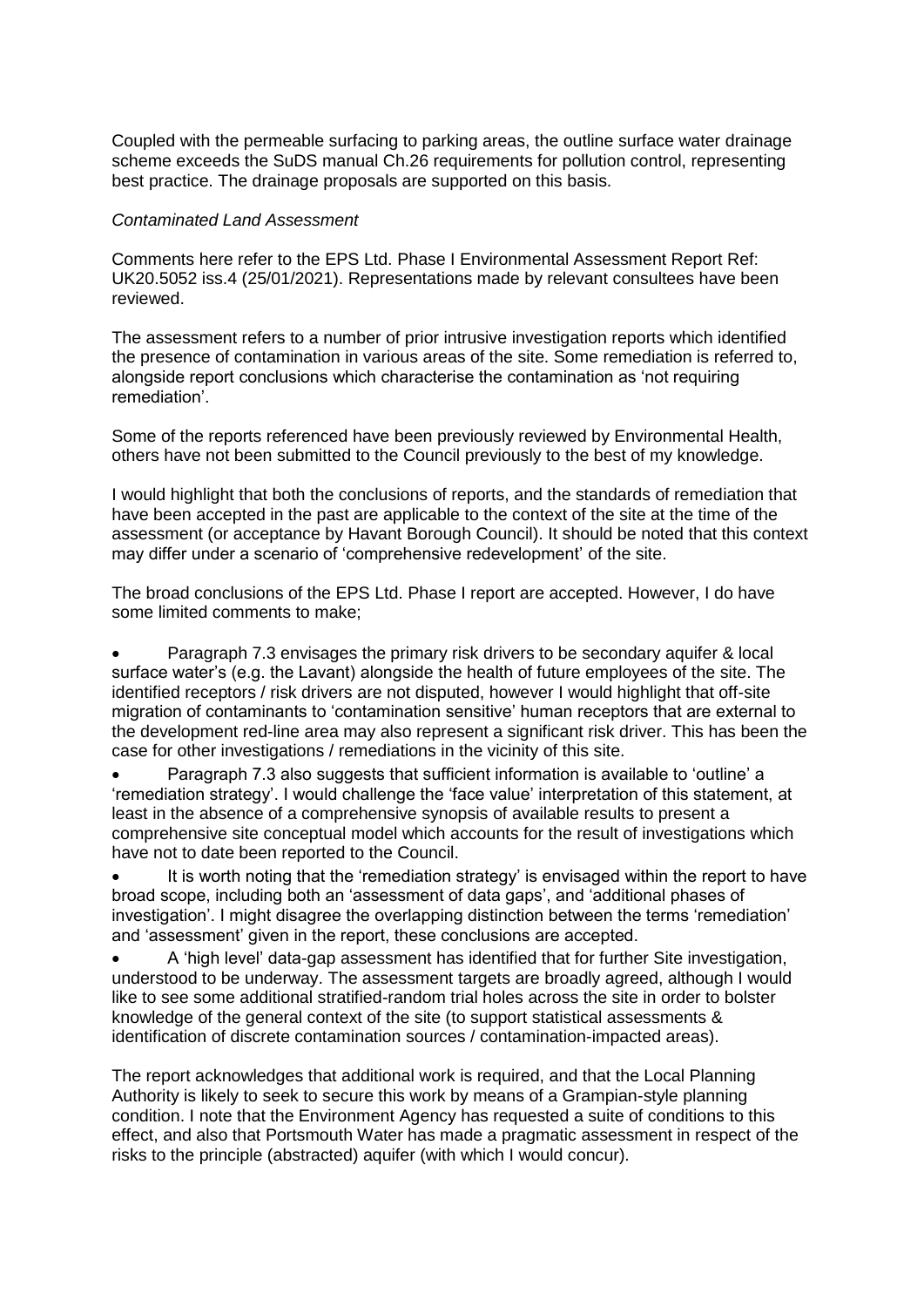Coupled with the permeable surfacing to parking areas, the outline surface water drainage scheme exceeds the SuDS manual Ch.26 requirements for pollution control, representing best practice. The drainage proposals are supported on this basis.

*Contaminated Land Assessment*

Comments here refer to the EPS Ltd. Phase I Environmental Assessment Report Ref: UK20.5052 iss.4 (25/01/2021). Representations made by relevant consultees have been reviewed.

The assessment refers to a number of prior intrusive investigation reports which identified the presence of contamination in various areas of the site. Some remediation is referred to, alongside report conclusions which characterise the contamination as 'not requiring remediation'.

Some of the reports referenced have been previously reviewed by Environmental Health, others have not been submitted to the Council previously to the best of my knowledge.

I would highlight that both the conclusions of reports, and the standards of remediation that have been accepted in the past are applicable to the context of the site at the time of the assessment (or acceptance by Havant Borough Council). It should be noted that this context may differ under a scenario of 'comprehensive redevelopment' of the site.

The broad conclusions of the EPS Ltd. Phase I report are accepted. However, I do have some limited comments to make;

- Paragraph 7.3 envisages the primary risk drivers to be secondary aquifer & local surface water's (e.g. the Lavant) alongside the health of future employees of the site. The identified receptors / risk drivers are not disputed, however I would highlight that off-site migration of contaminants to 'contamination sensitive' human receptors that are external to the development red-line area may also represent a significant risk driver. This has been the case for other investigations / remediations in the vicinity of this site.
- Paragraph 7.3 also suggests that sufficient information is available to 'outline' a 'remediation strategy'. I would challenge the 'face value' interpretation of this statement, at least in the absence of a comprehensive synopsis of available results to present a comprehensive site conceptual model which accounts for the result of investigations which have not to date been reported to the Council.
- It is worth noting that the 'remediation strategy' is envisaged within the report to have broad scope, including both an 'assessment of data gaps', and 'additional phases of investigation'. I might disagree the overlapping distinction between the terms 'remediation' and 'assessment' given in the report, these conclusions are accepted.
- A 'high level' data-gap assessment has identified that for further Site investigation, understood to be underway. The assessment targets are broadly agreed, although I would like to see some additional stratified-random trial holes across the site in order to bolster knowledge of the general context of the site (to support statistical assessments & identification of discrete contamination sources / contamination-impacted areas).

The report acknowledges that additional work is required, and that the Local Planning Authority is likely to seek to secure this work by means of a Grampian-style planning condition. I note that the Environment Agency has requested a suite of conditions to this effect, and also that Portsmouth Water has made a pragmatic assessment in respect of the risks to the principle (abstracted) aquifer (with which I would concur).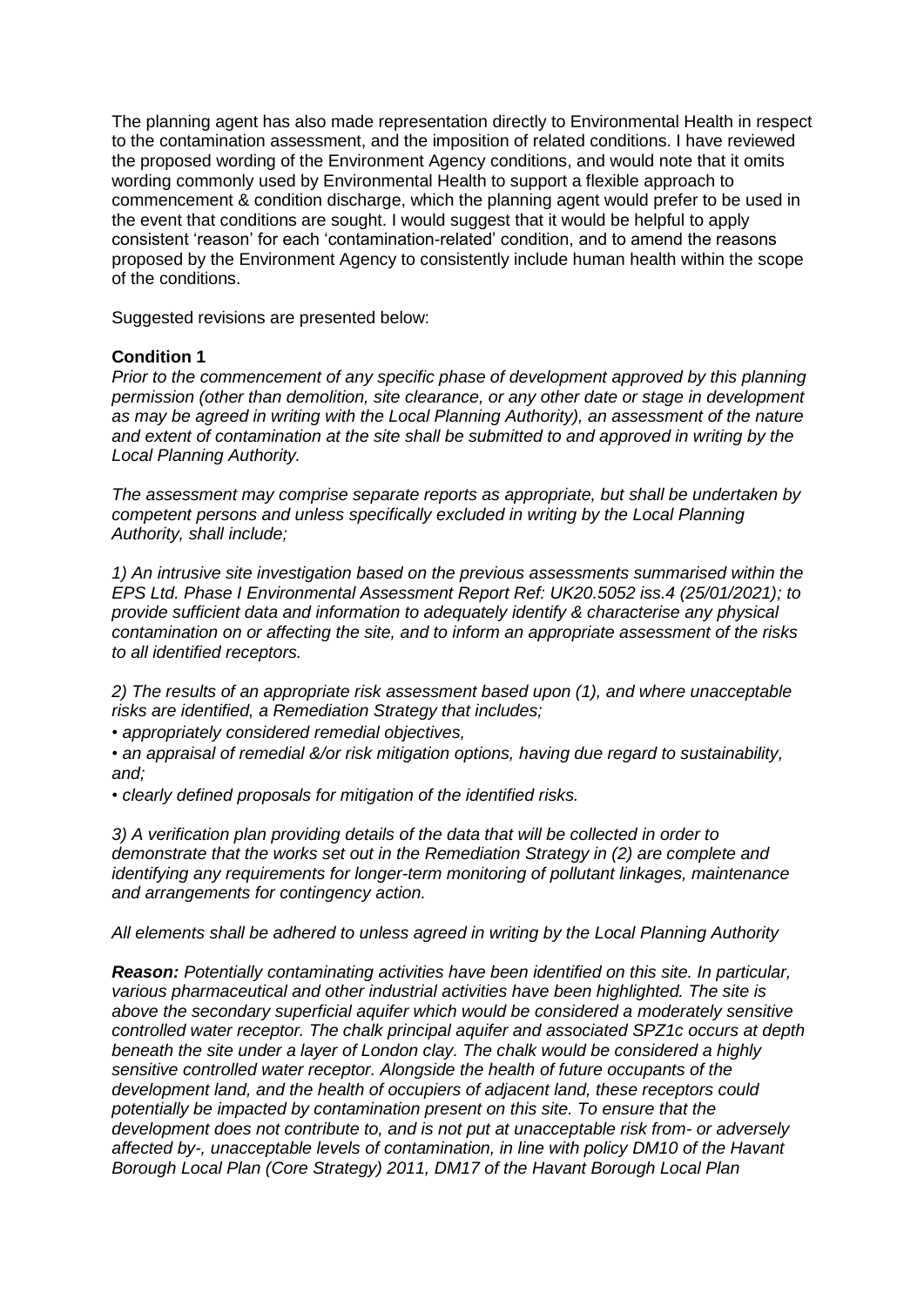The planning agent has also made representation directly to Environmental Health in respect to the contamination assessment, and the imposition of related conditions. I have reviewed the proposed wording of the Environment Agency conditions, and would note that it omits wording commonly used by Environmental Health to support a flexible approach to commencement & condition discharge, which the planning agent would prefer to be used in the event that conditions are sought. I would suggest that it would be helpful to apply consistent 'reason' for each 'contamination-related' condition, and to amend the reasons proposed by the Environment Agency to consistently include human health within the scope of the conditions.

Suggested revisions are presented below:

**Condition 1**

*Prior to the commencement of any specific phase of development approved by this planning permission (other than demolition, site clearance, or any other date or stage in development as may be agreed in writing with the Local Planning Authority), an assessment of the nature and extent of contamination at the site shall be submitted to and approved in writing by the Local Planning Authority.*

*The assessment may comprise separate reports as appropriate, but shall be undertaken by competent persons and unless specifically excluded in writing by the Local Planning Authority, shall include;*

*1) An intrusive site investigation based on the previous assessments summarised within the EPS Ltd. Phase I Environmental Assessment Report Ref: UK20.5052 iss.4 (25/01/2021); to provide sufficient data and information to adequately identify & characterise any physical contamination on or affecting the site, and to inform an appropriate assessment of the risks to all identified receptors.*

*2) The results of an appropriate risk assessment based upon (1), and where unacceptable risks are identified, a Remediation Strategy that includes;*

- *appropriately considered remedial objectives,*
- *an appraisal of remedial &/or risk mitigation options, having due regard to sustainability, and;*
- *clearly defined proposals for mitigation of the identified risks.*

*3) A verification plan providing details of the data that will be collected in order to demonstrate that the works set out in the Remediation Strategy in (2) are complete and identifying any requirements for longer-term monitoring of pollutant linkages, maintenance and arrangements for contingency action.*

*All elements shall be adhered to unless agreed in writing by the Local Planning Authority*

***Reason:*** *Potentially contaminating activities have been identified on this site. In particular, various pharmaceutical and other industrial activities have been highlighted. The site is above the secondary superficial aquifer which would be considered a moderately sensitive controlled water receptor. The chalk principal aquifer and associated SPZ1c occurs at depth beneath the site under a layer of London clay. The chalk would be considered a highly sensitive controlled water receptor. Alongside the health of future occupants of the development land, and the health of occupiers of adjacent land, these receptors could potentially be impacted by contamination present on this site. To ensure that the development does not contribute to, and is not put at unacceptable risk from- or adversely affected by-, unacceptable levels of contamination, in line with policy DM10 of the Havant Borough Local Plan (Core Strategy) 2011, DM17 of the Havant Borough Local Plan*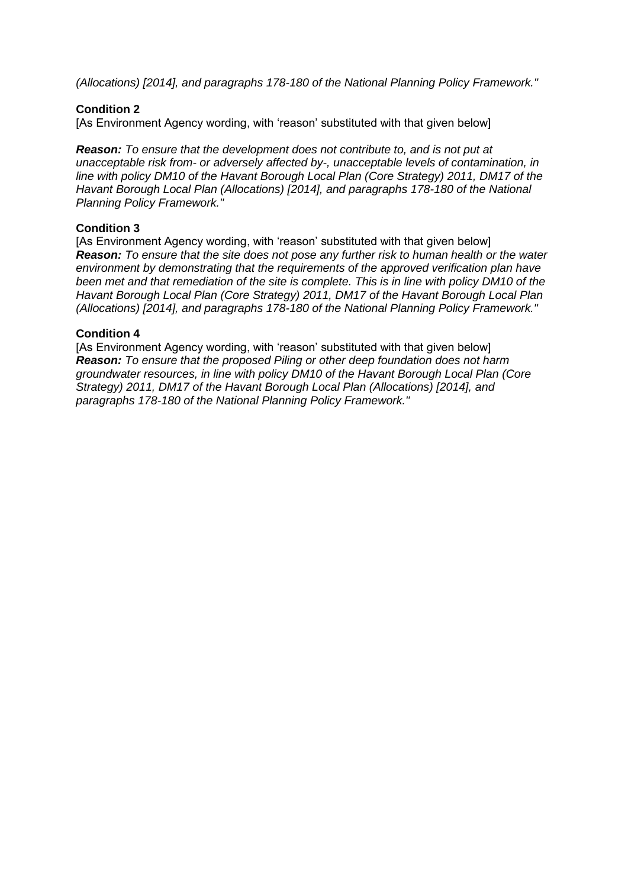*(Allocations) [2014], and paragraphs 178-180 of the National Planning Policy Framework."*

**Condition 2**
[As Environment Agency wording, with 'reason' substituted with that given below]

***Reason:*** *To ensure that the development does not contribute to, and is not put at unacceptable risk from- or adversely affected by-, unacceptable levels of contamination, in line with policy DM10 of the Havant Borough Local Plan (Core Strategy) 2011, DM17 of the Havant Borough Local Plan (Allocations) [2014], and paragraphs 178-180 of the National Planning Policy Framework."*

**Condition 3**
[As Environment Agency wording, with 'reason' substituted with that given below]
***Reason:*** *To ensure that the site does not pose any further risk to human health or the water environment by demonstrating that the requirements of the approved verification plan have been met and that remediation of the site is complete. This is in line with policy DM10 of the Havant Borough Local Plan (Core Strategy) 2011, DM17 of the Havant Borough Local Plan (Allocations) [2014], and paragraphs 178-180 of the National Planning Policy Framework."*

**Condition 4**
[As Environment Agency wording, with 'reason' substituted with that given below]
***Reason:*** *To ensure that the proposed Piling or other deep foundation does not harm groundwater resources, in line with policy DM10 of the Havant Borough Local Plan (Core Strategy) 2011, DM17 of the Havant Borough Local Plan (Allocations) [2014], and paragraphs 178-180 of the National Planning Policy Framework."*